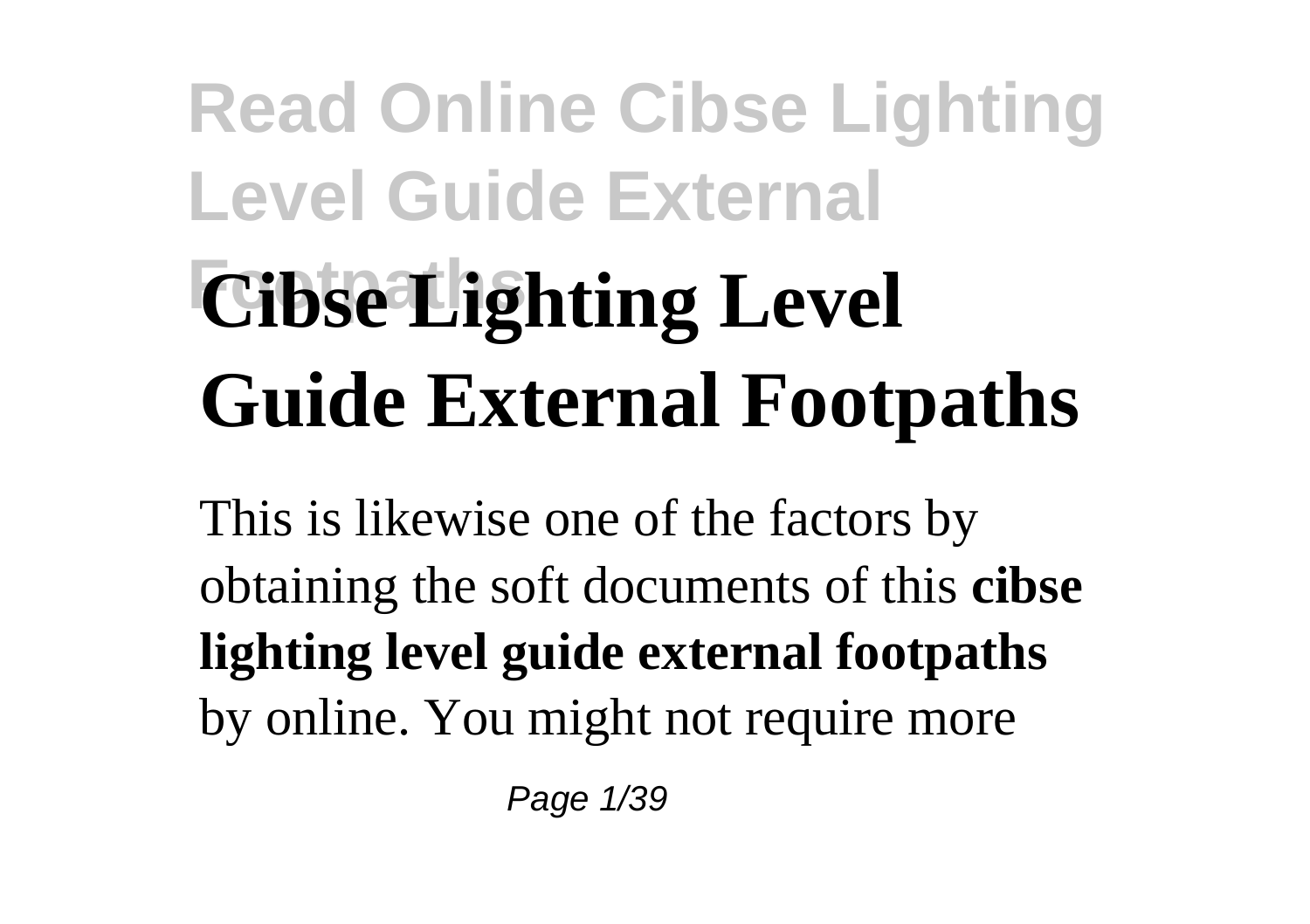# Cibse Lighting Level Guide External Footpaths

This is likewise one of the factors by obtaining the soft documents of this **cibse lighting level guide external footpaths** by online. You might not require more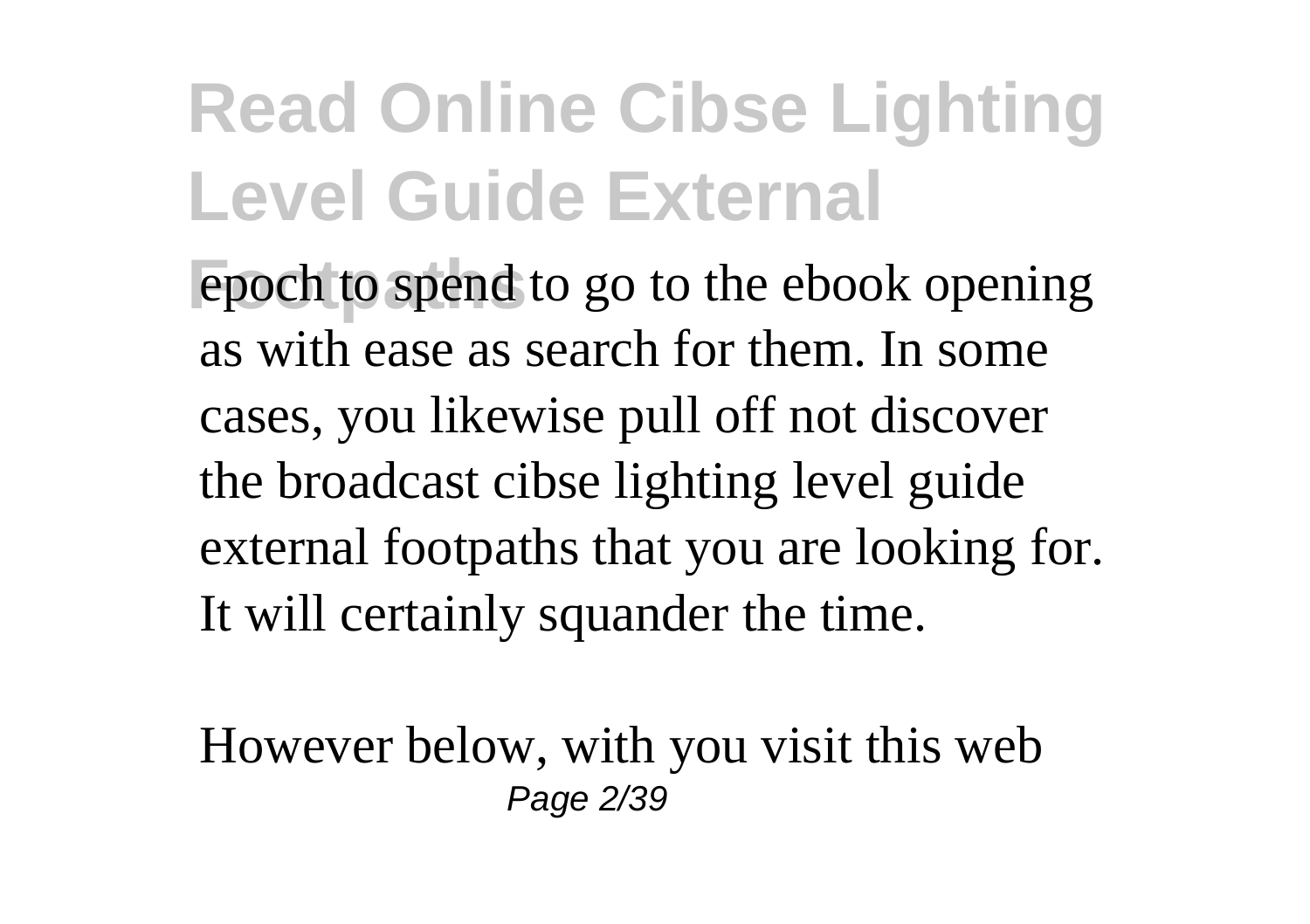epoch to spend to go to the ebook opening as with ease as search for them. In some cases, you likewise pull off not discover the broadcast cibse lighting level guide external footpaths that you are looking for. It will certainly squander the time.

However below, with you visit this web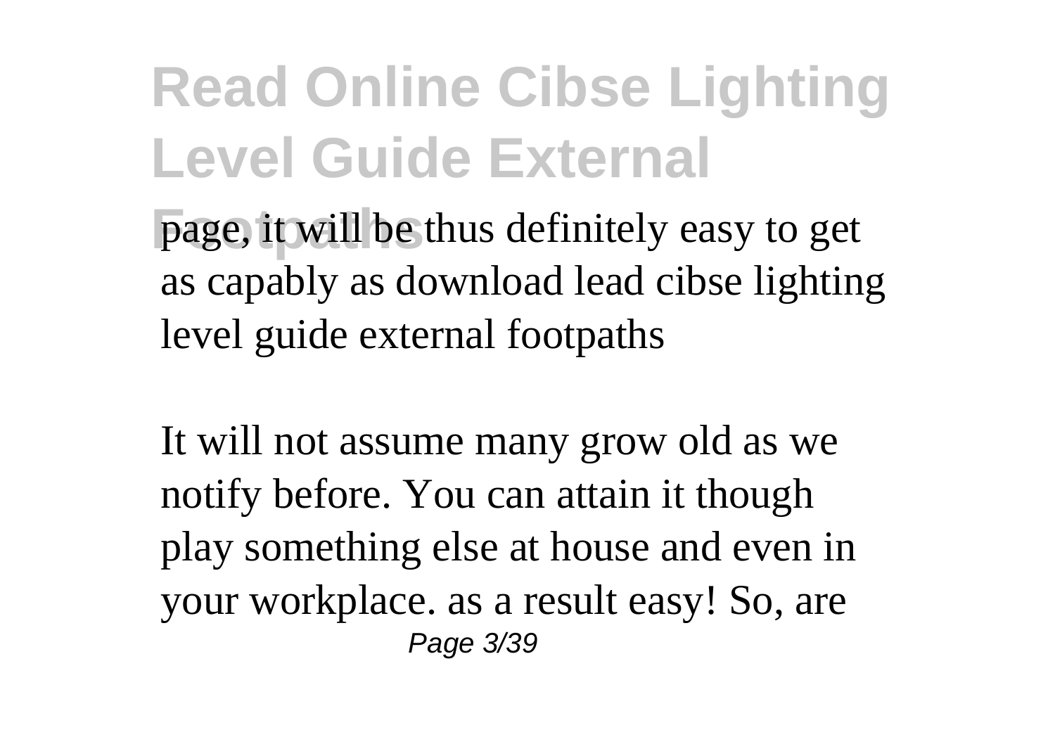page, it will be thus definitely easy to get as capably as download lead cibse lighting level guide external footpaths

It will not assume many grow old as we notify before. You can attain it though play something else at house and even in your workplace. as a result easy! So, are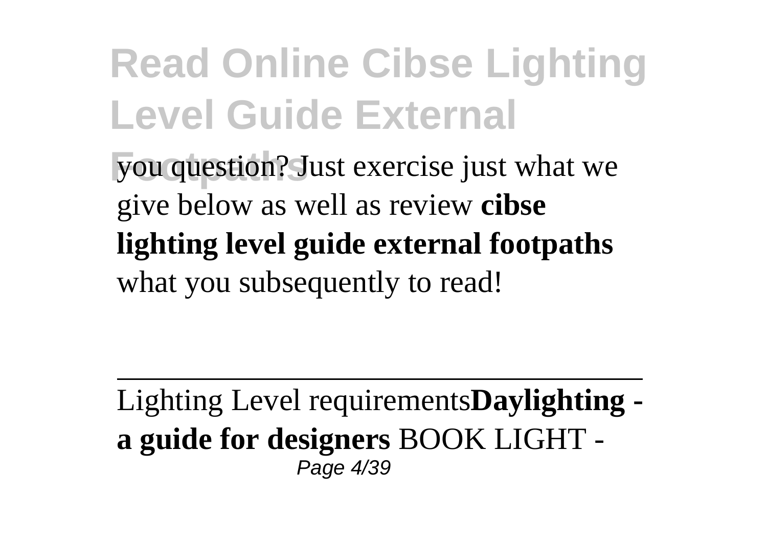you question? Just exercise just what we give below as well as review **cibse lighting level guide external footpaths** what you subsequently to read!

---

Lighting Level requirements**Daylighting - a guide for designers** BOOK LIGHT -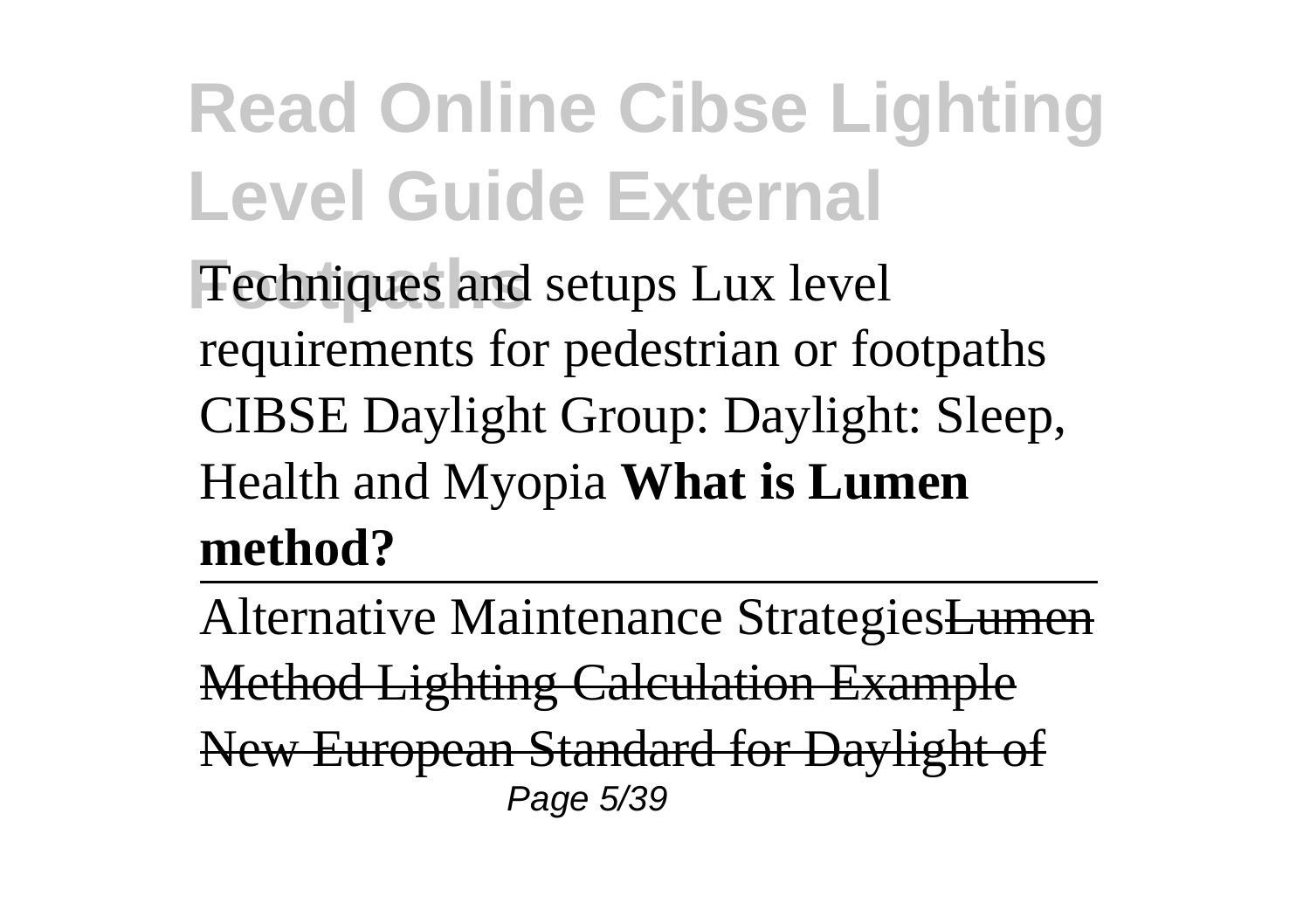Techniques and setups Lux level requirements for pedestrian or footpaths CIBSE Daylight Group: Daylight: Sleep, Health and Myopia **What is Lumen method?**

---

Alternative Maintenance Strategies~~Lumen Method Lighting Calculation Example~~ ~~New European Standard for Daylight of~~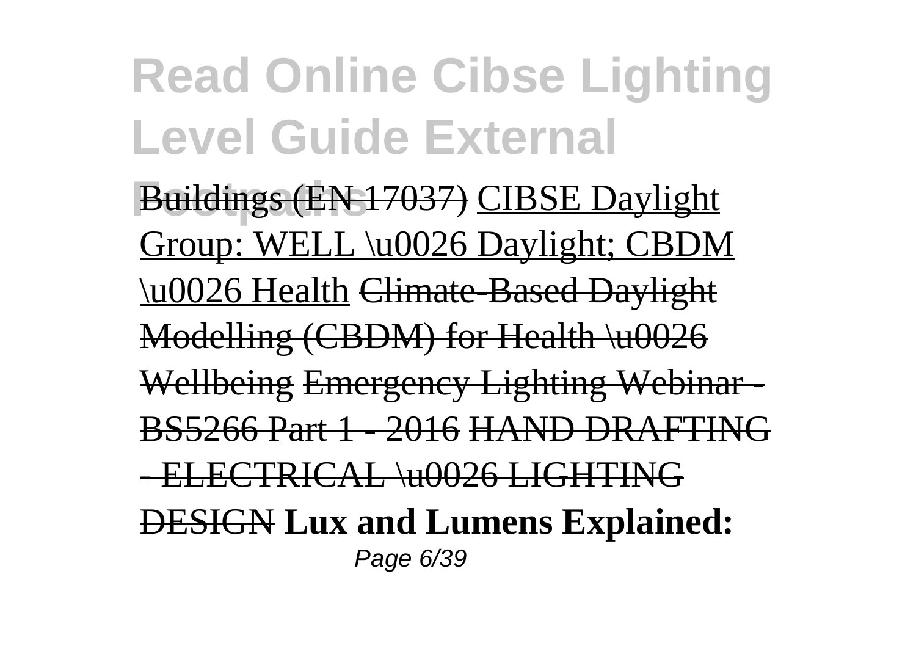Buildings (EN 17037) CIBSE Daylight Group: WELL \u0026 Daylight; CBDM \u0026 Health Climate-Based Daylight Modelling (CBDM) for Health \u0026 Wellbeing Emergency Lighting Webinar - BS5266 Part 1 - 2016 HAND DRAFTING - ELECTRICAL \u0026 LIGHTING DESIGN **Lux and Lumens Explained:**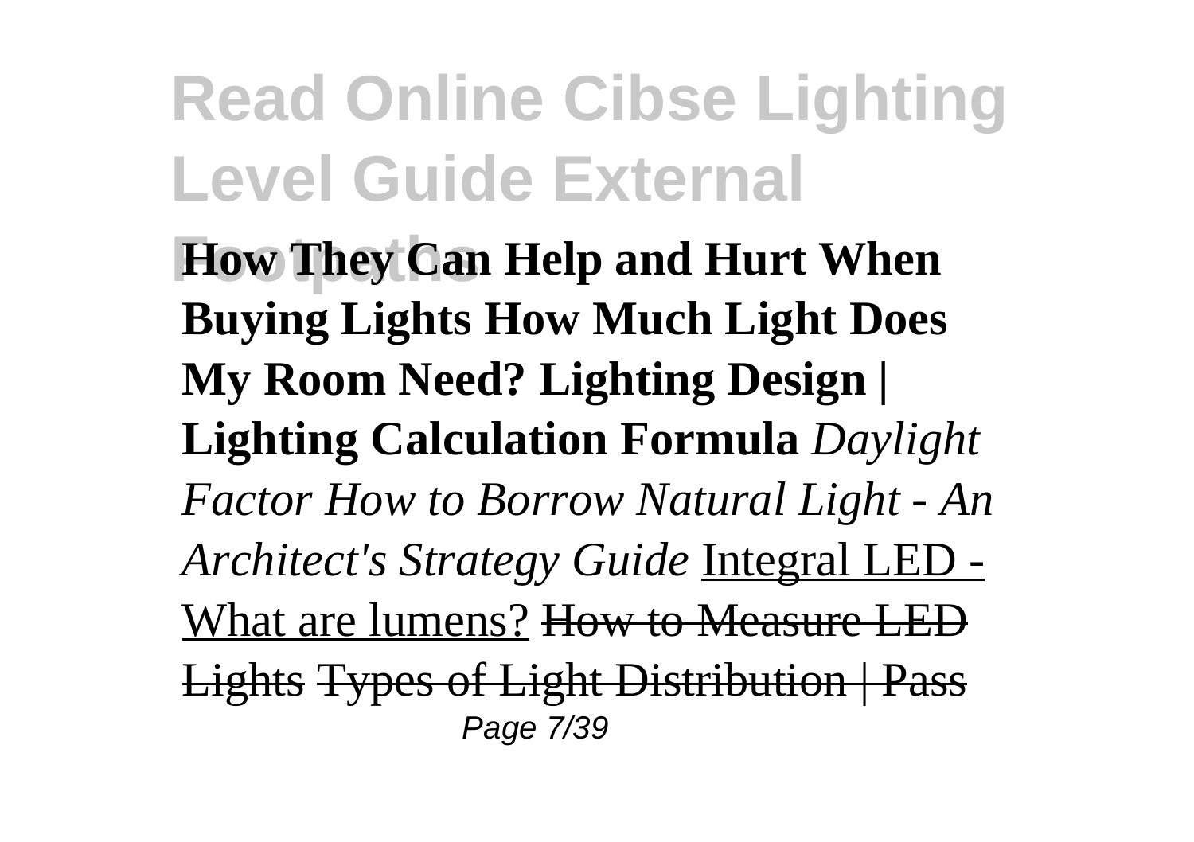**How They Can Help and Hurt When Buying Lights How Much Light Does My Room Need? Lighting Design | Lighting Calculation Formula** *Daylight Factor How to Borrow Natural Light - An Architect's Strategy Guide* Integral LED - What are lumens? ~~How to Measure LED Lights~~ ~~Types of Light Distribution | Pass~~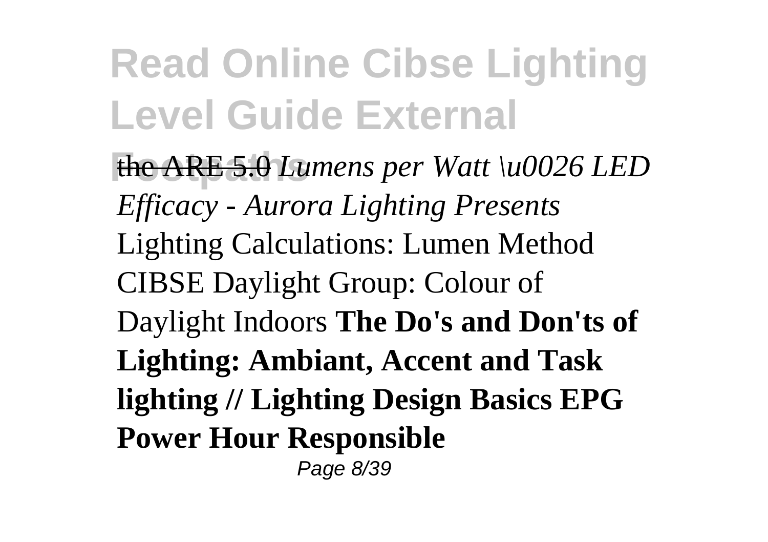# Read Online Cibse Lighting Level Guide External Footpaths

~~the ARE 5.0~~ *Lumens per Watt \u0026 LED Efficacy - Aurora Lighting Presents* Lighting Calculations: Lumen Method CIBSE Daylight Group: Colour of Daylight Indoors **The Do's and Don'ts of Lighting: Ambiant, Accent and Task lighting // Lighting Design Basics EPG Power Hour Responsible**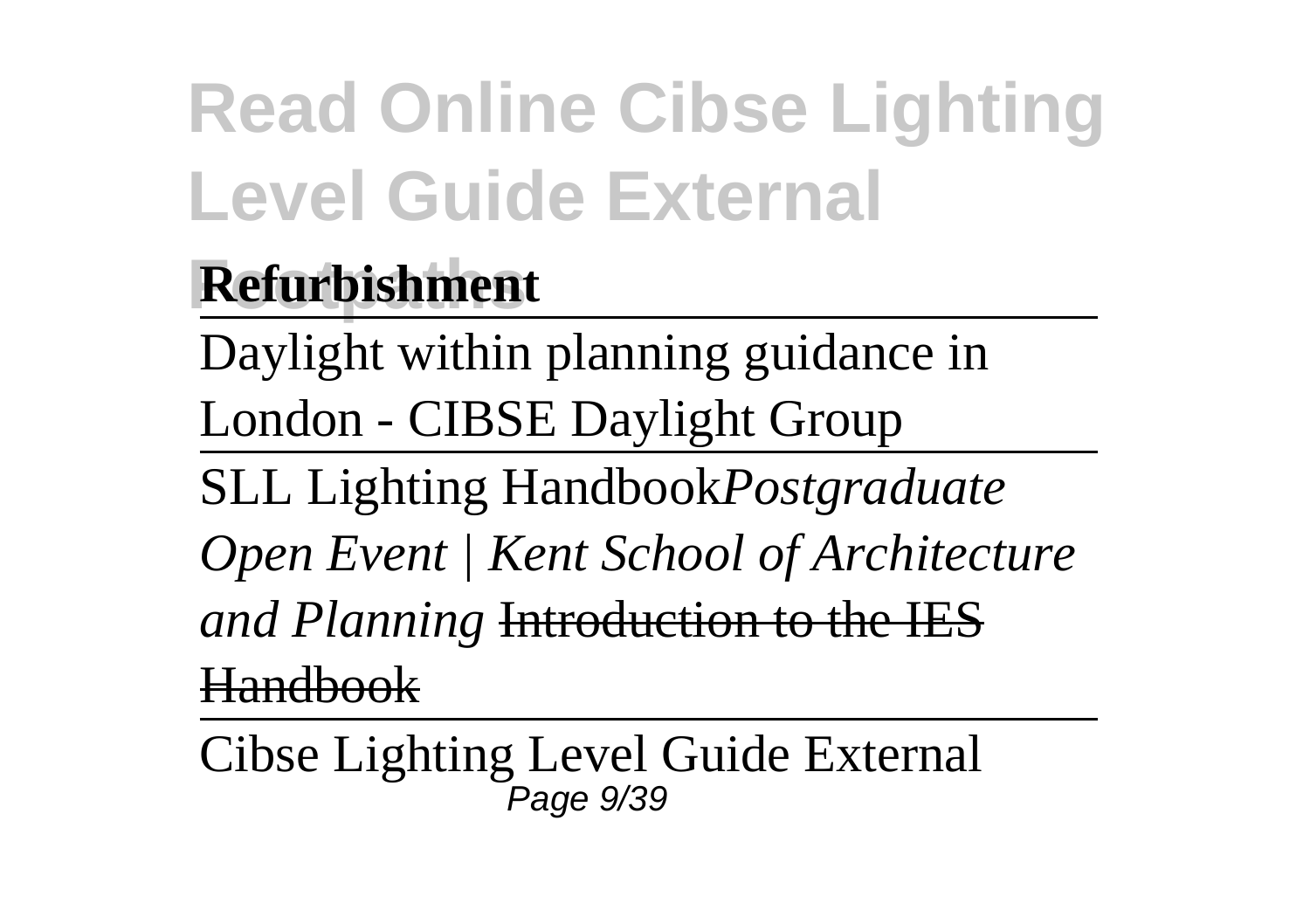**Refurbishment**

Daylight within planning guidance in London - CIBSE Daylight Group

SLL Lighting Handbook*Postgraduate Open Event | Kent School of Architecture and Planning* ~~Introduction to the IES Handbook~~

Cibse Lighting Level Guide External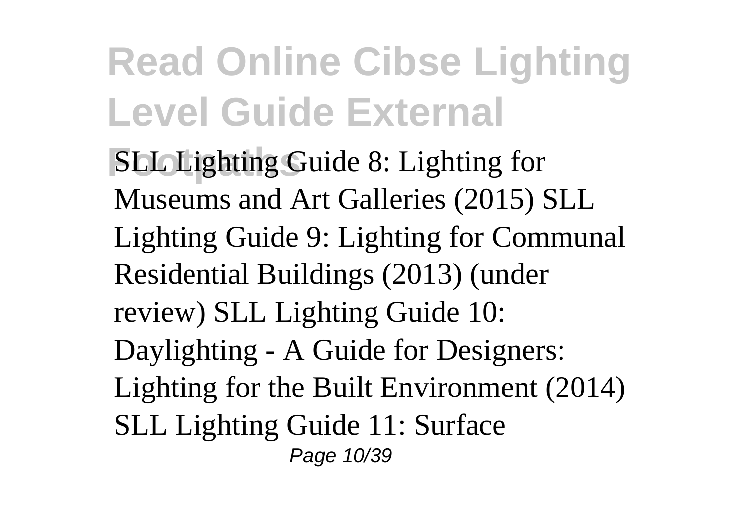SLL Lighting Guide 8: Lighting for Museums and Art Galleries (2015) SLL Lighting Guide 9: Lighting for Communal Residential Buildings (2013) (under review) SLL Lighting Guide 10: Daylighting - A Guide for Designers: Lighting for the Built Environment (2014) SLL Lighting Guide 11: Surface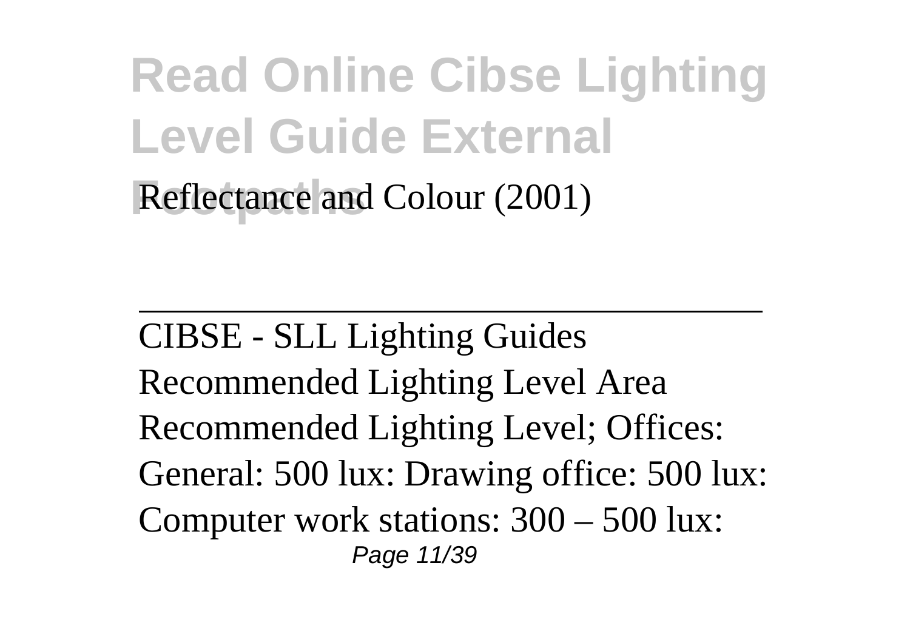Reflectance and Colour (2001)

---

CIBSE - SLL Lighting Guides
Recommended Lighting Level Area Recommended Lighting Level; Offices: General: 500 lux: Drawing office: 500 lux: Computer work stations: 300 – 500 lux: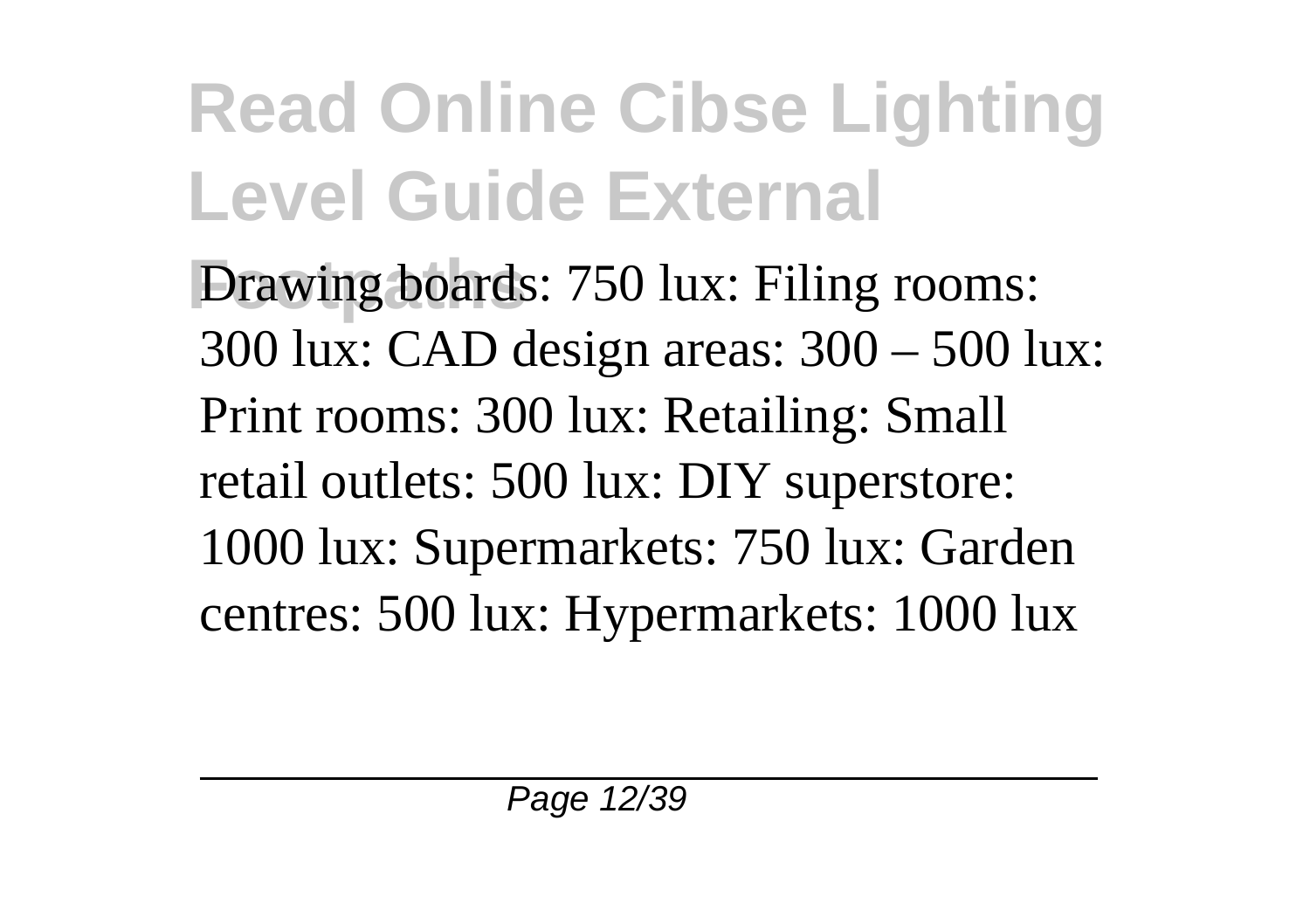Drawing boards: 750 lux: Filing rooms: 300 lux: CAD design areas: 300 – 500 lux: Print rooms: 300 lux: Retailing: Small retail outlets: 500 lux: DIY superstore: 1000 lux: Supermarkets: 750 lux: Garden centres: 500 lux: Hypermarkets: 1000 lux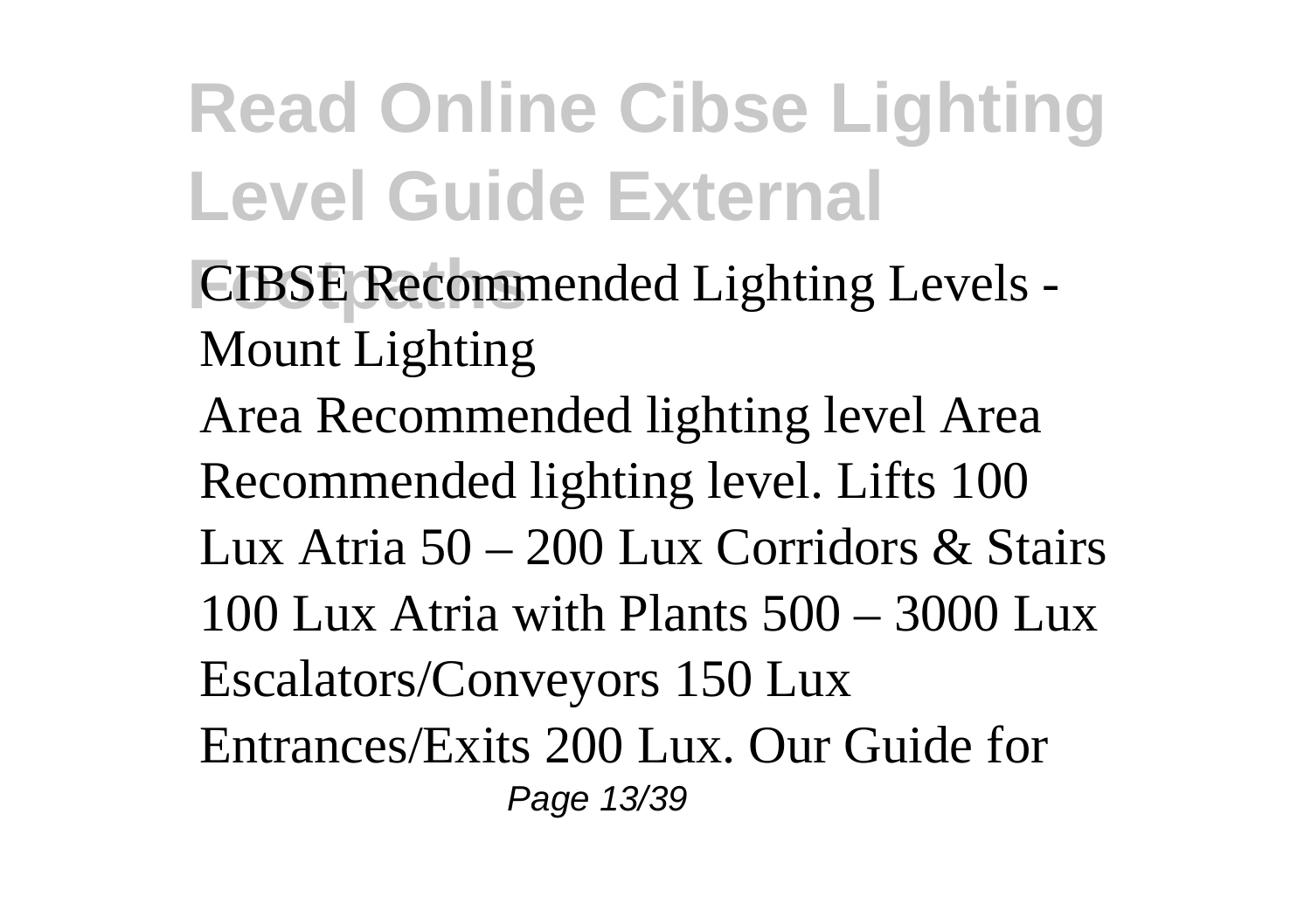**CIBSE Recommended Lighting Levels - Mount Lighting**

Area Recommended lighting level Area Recommended lighting level. Lifts 100 Lux Atria 50 – 200 Lux Corridors & Stairs 100 Lux Atria with Plants 500 – 3000 Lux Escalators/Conveyors 150 Lux Entrances/Exits 200 Lux. Our Guide for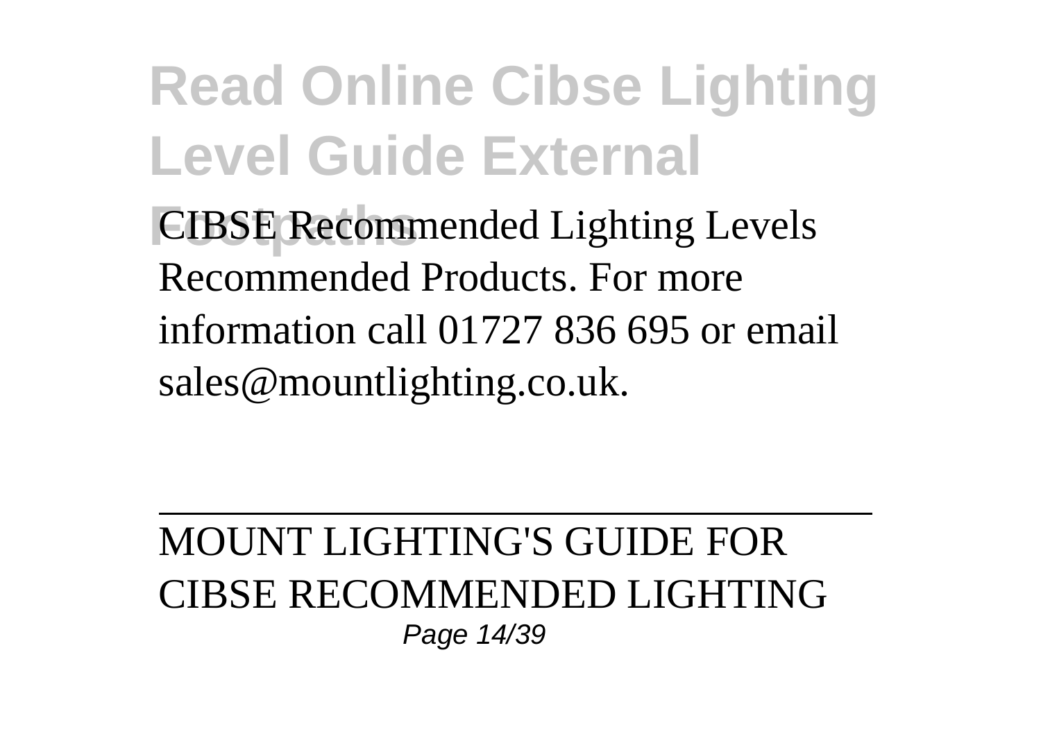CIBSE Recommended Lighting Levels Recommended Products. For more information call 01727 836 695 or email sales@mountlighting.co.uk.

MOUNT LIGHTING'S GUIDE FOR CIBSE RECOMMENDED LIGHTING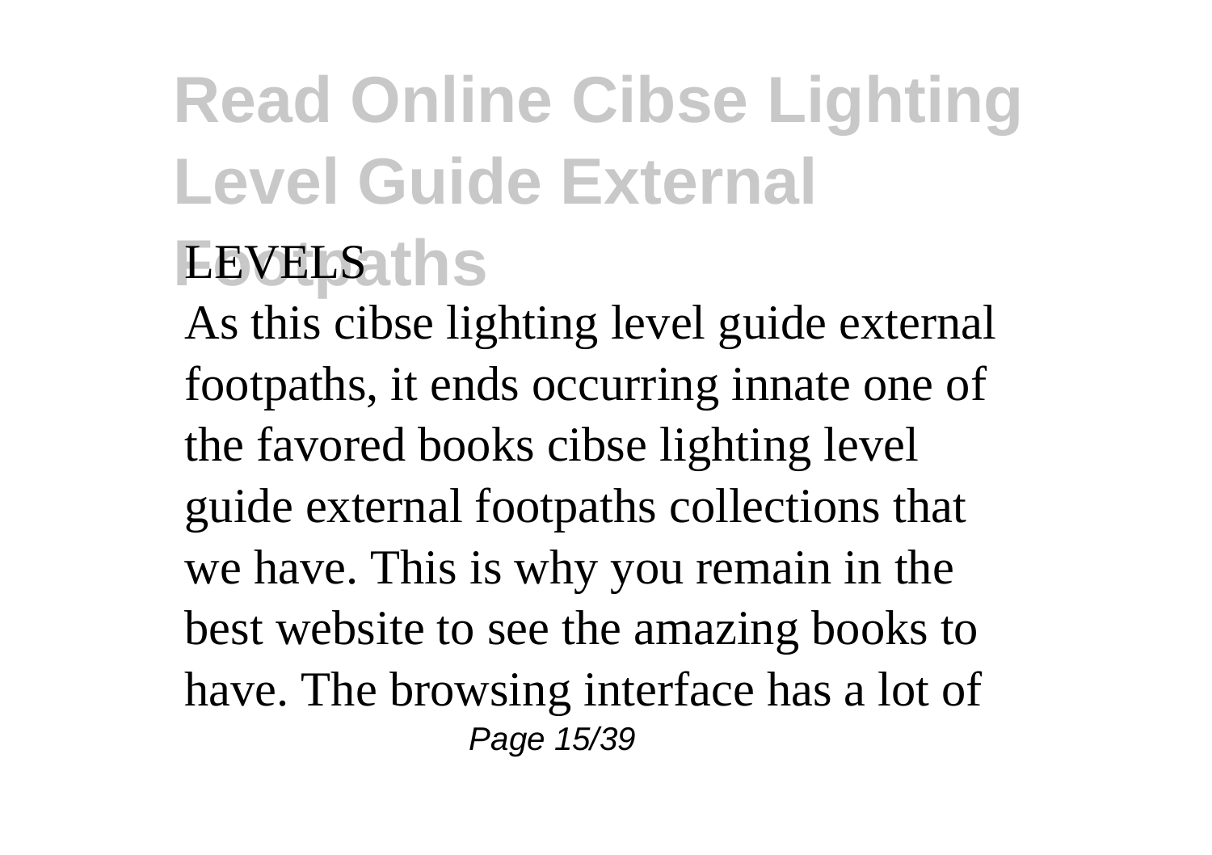LEVELS

As this cibse lighting level guide external footpaths, it ends occurring innate one of the favored books cibse lighting level guide external footpaths collections that we have. This is why you remain in the best website to see the amazing books to have. The browsing interface has a lot of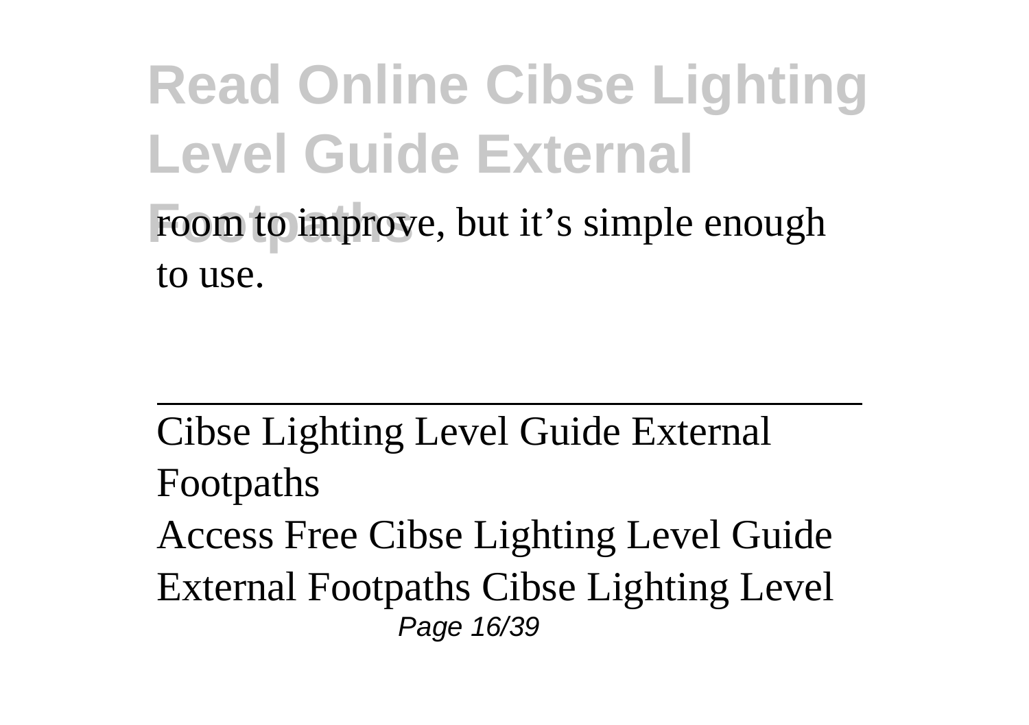room to improve, but it's simple enough to use.

---

Cibse Lighting Level Guide External Footpaths

Access Free Cibse Lighting Level Guide External Footpaths Cibse Lighting Level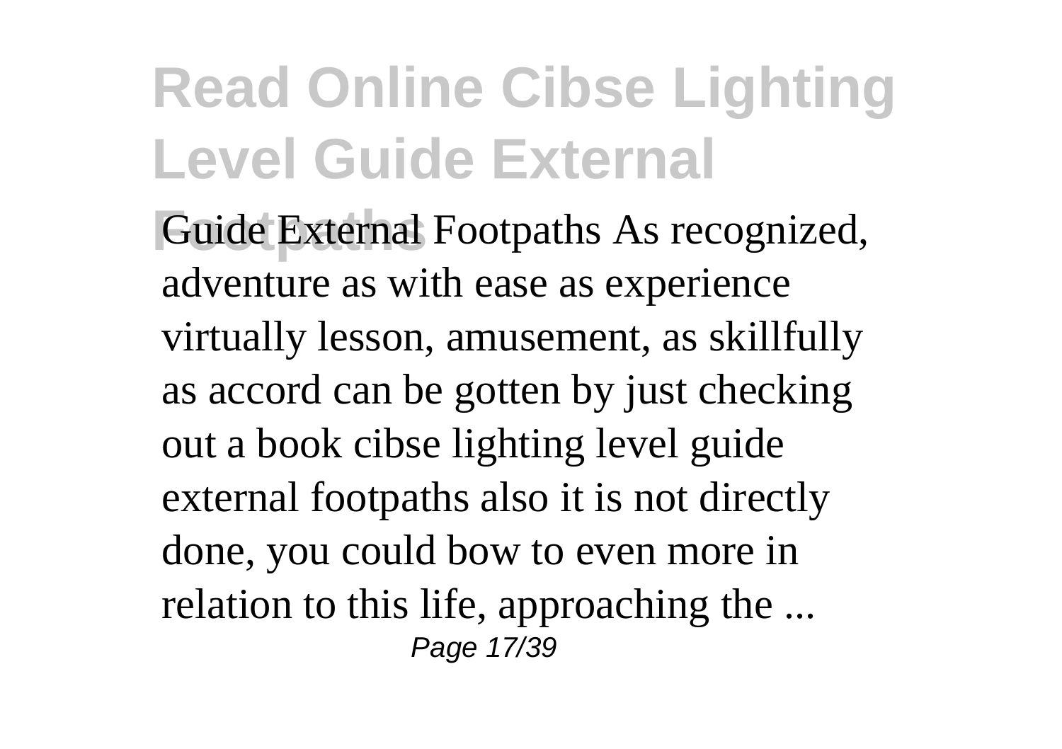# Read Online Cibse Lighting Level Guide External Footpaths

Guide External Footpaths As recognized, adventure as with ease as experience virtually lesson, amusement, as skillfully as accord can be gotten by just checking out a book cibse lighting level guide external footpaths also it is not directly done, you could bow to even more in relation to this life, approaching the ...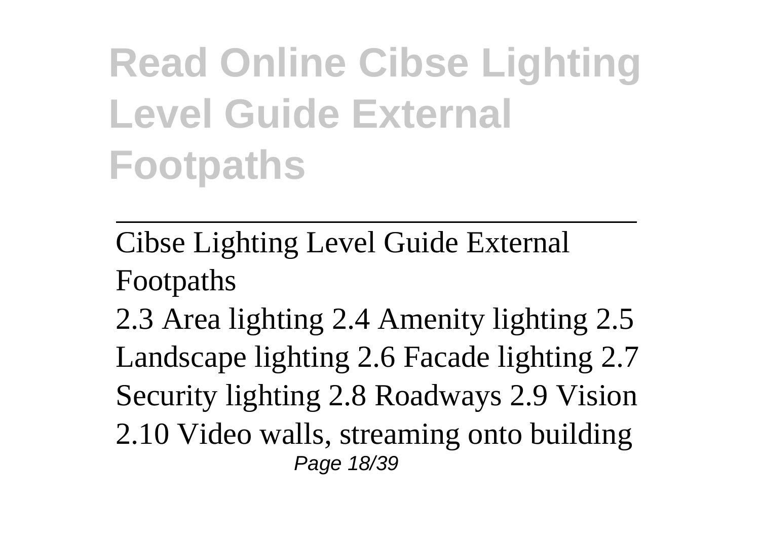# Read Online Cibse Lighting Level Guide External Footpaths

---

Cibse Lighting Level Guide External Footpaths

2.3 Area lighting 2.4 Amenity lighting 2.5 Landscape lighting 2.6 Facade lighting 2.7 Security lighting 2.8 Roadways 2.9 Vision 2.10 Video walls, streaming onto building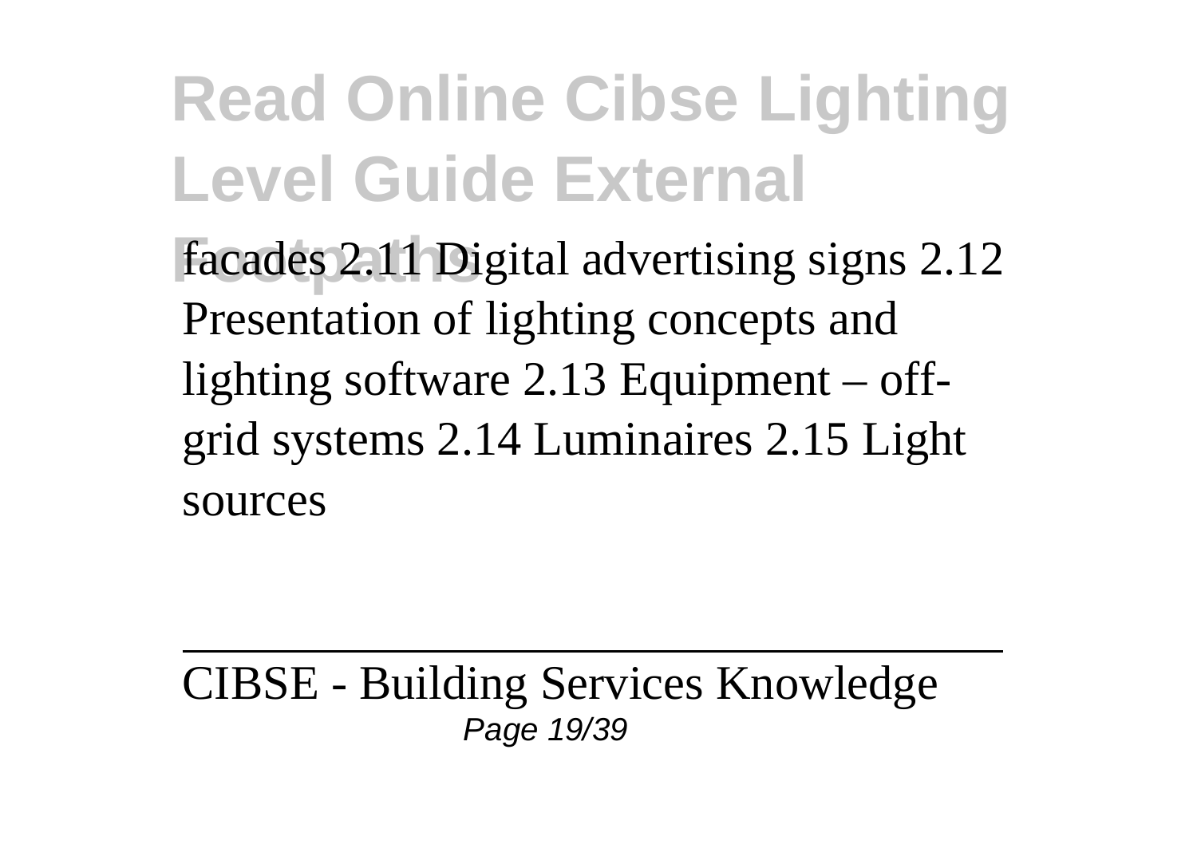facades 2.11 Digital advertising signs 2.12 Presentation of lighting concepts and lighting software 2.13 Equipment – off-grid systems 2.14 Luminaires 2.15 Light sources

---

CIBSE - Building Services Knowledge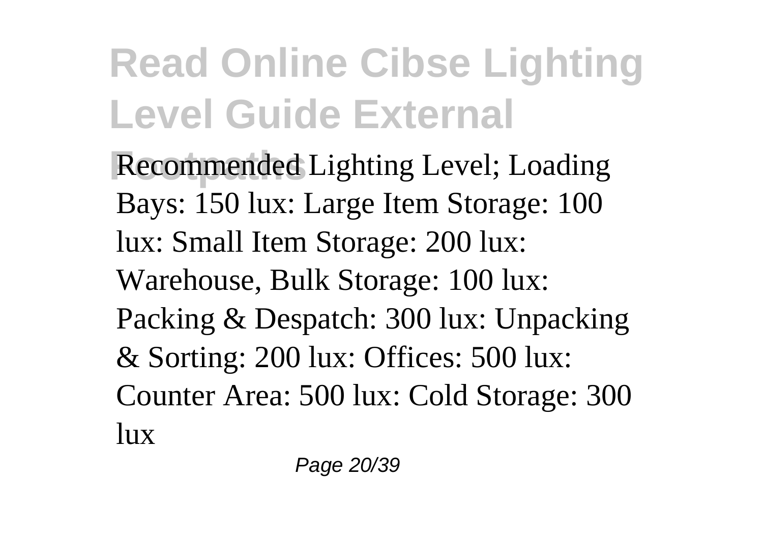Recommended Lighting Level; Loading Bays: 150 lux: Large Item Storage: 100 lux: Small Item Storage: 200 lux: Warehouse, Bulk Storage: 100 lux: Packing & Despatch: 300 lux: Unpacking & Sorting: 200 lux: Offices: 500 lux: Counter Area: 500 lux: Cold Storage: 300 lux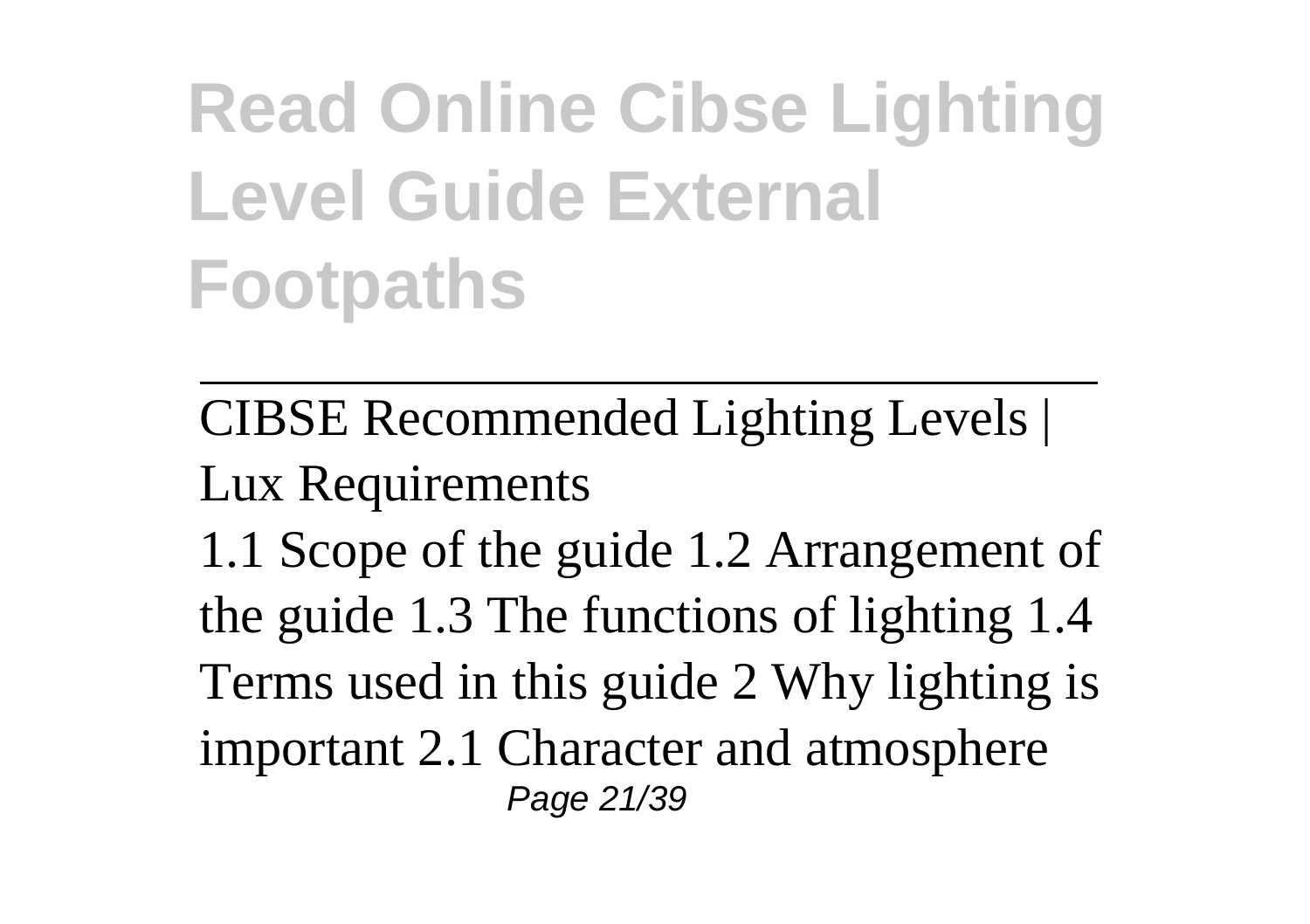# Read Online Cibse Lighting Level Guide External Footpaths

---

CIBSE Recommended Lighting Levels | Lux Requirements

1.1 Scope of the guide 1.2 Arrangement of the guide 1.3 The functions of lighting 1.4 Terms used in this guide 2 Why lighting is important 2.1 Character and atmosphere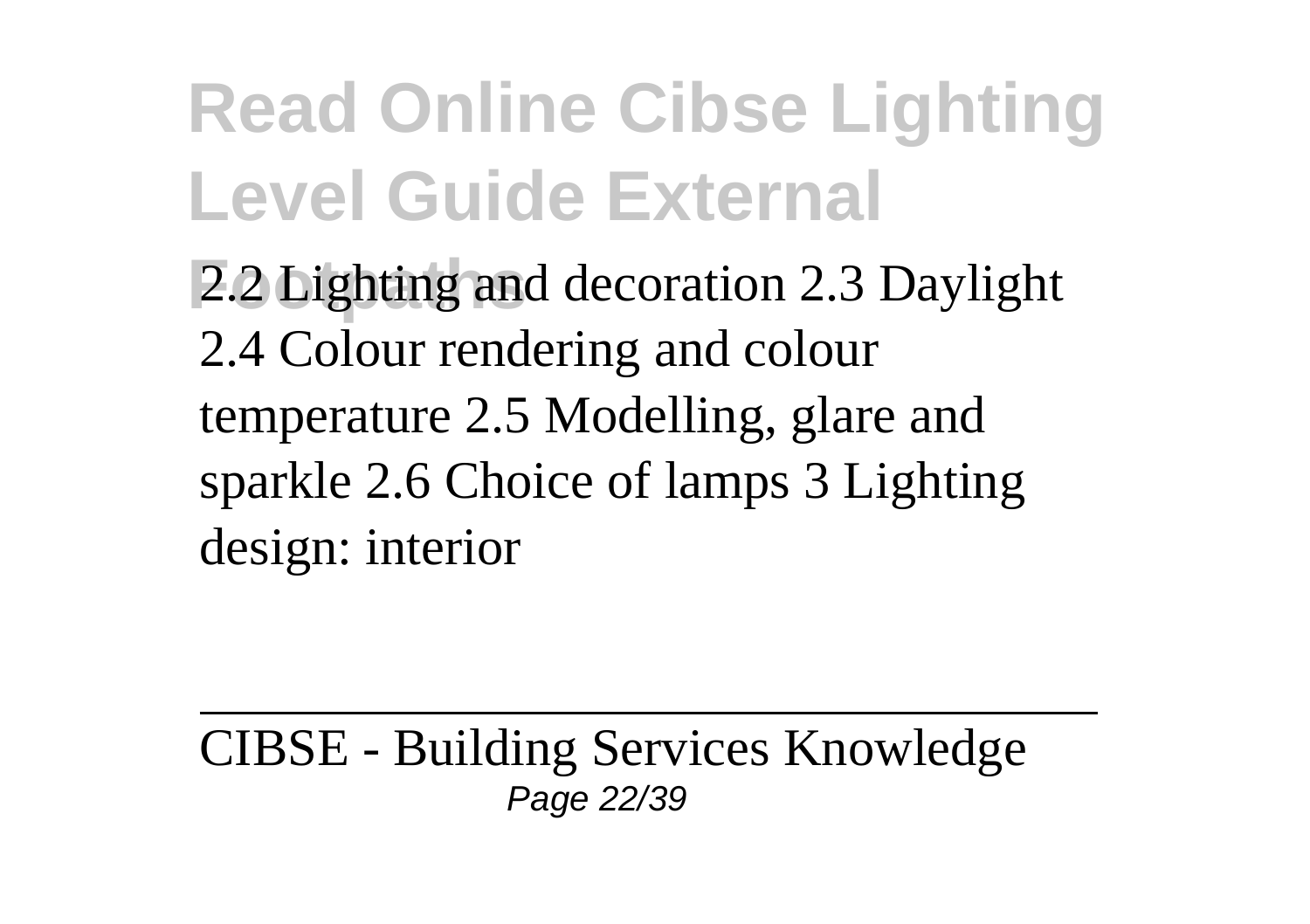2.2 Lighting and decoration 2.3 Daylight 2.4 Colour rendering and colour temperature 2.5 Modelling, glare and sparkle 2.6 Choice of lamps 3 Lighting design: interior

---

CIBSE - Building Services Knowledge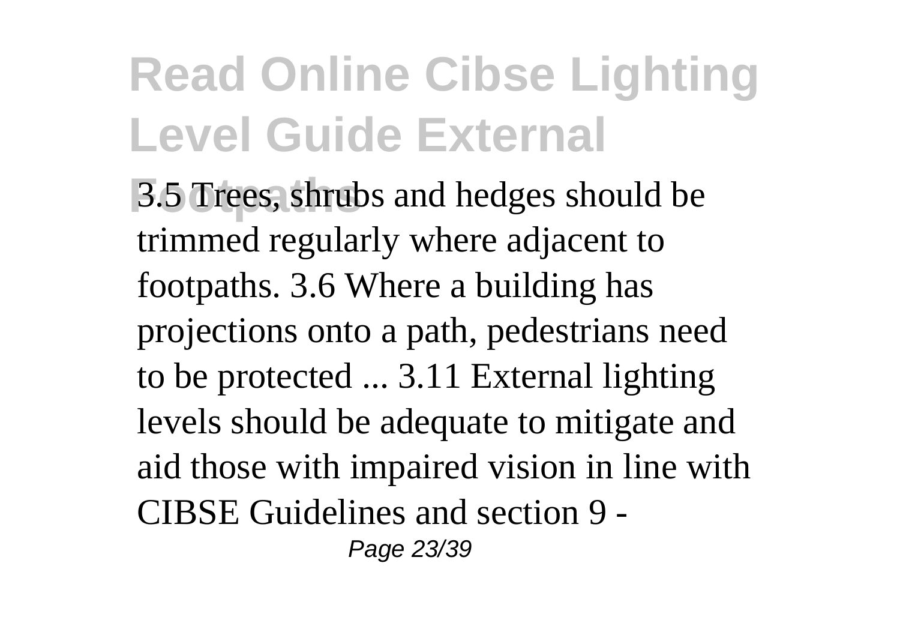3.5 Trees, shrubs and hedges should be trimmed regularly where adjacent to footpaths. 3.6 Where a building has projections onto a path, pedestrians need to be protected ... 3.11 External lighting levels should be adequate to mitigate and aid those with impaired vision in line with CIBSE Guidelines and section 9 -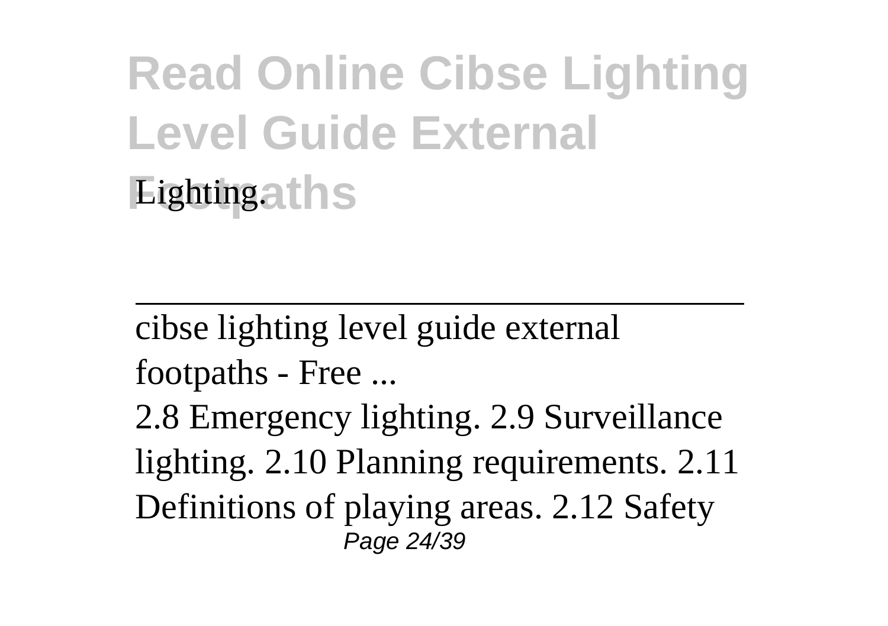Lighting.

---

cibse lighting level guide external footpaths - Free ...

2.8 Emergency lighting. 2.9 Surveillance lighting. 2.10 Planning requirements. 2.11 Definitions of playing areas. 2.12 Safety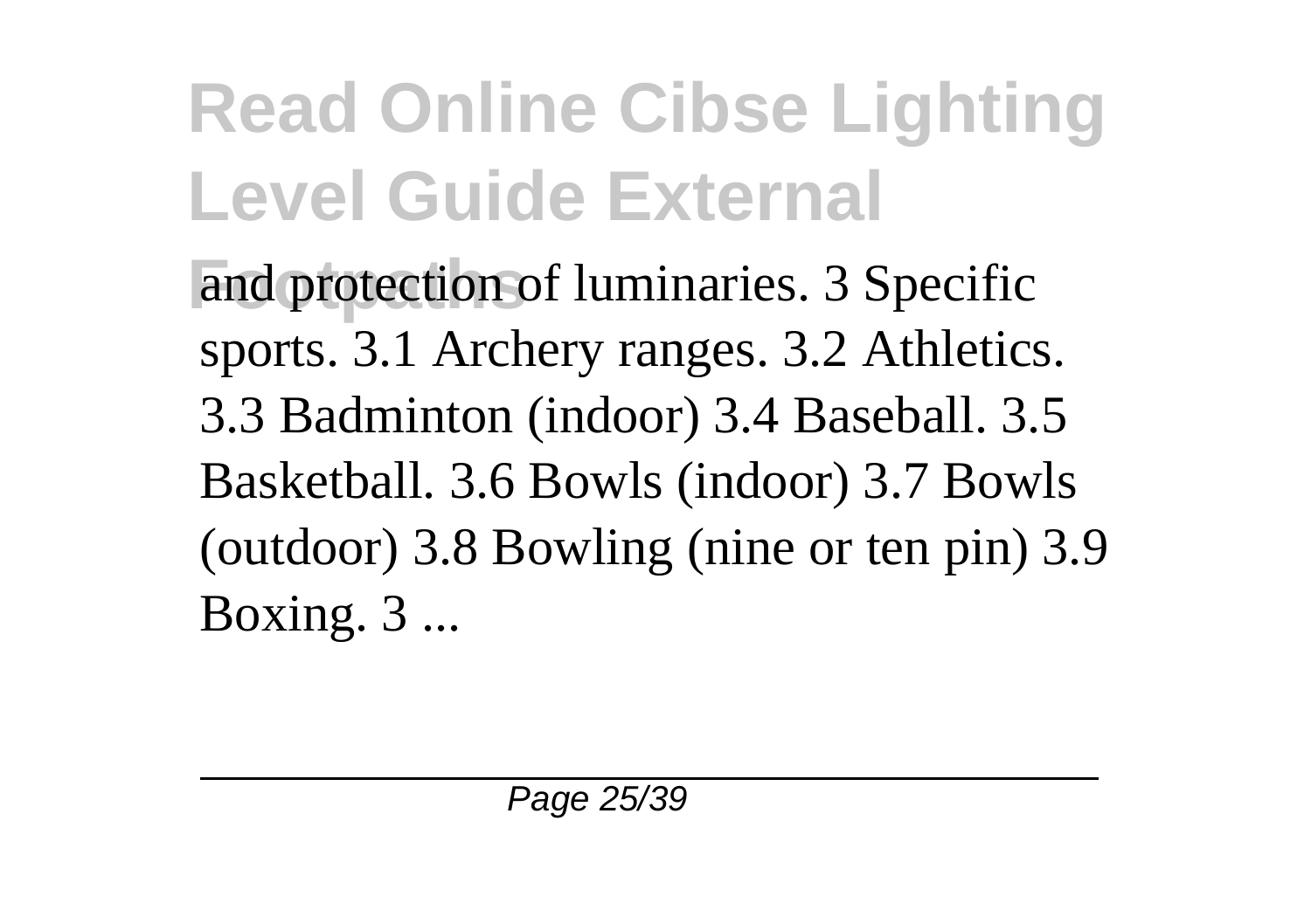and protection of luminaries. 3 Specific sports. 3.1 Archery ranges. 3.2 Athletics. 3.3 Badminton (indoor) 3.4 Baseball. 3.5 Basketball. 3.6 Bowls (indoor) 3.7 Bowls (outdoor) 3.8 Bowling (nine or ten pin) 3.9 Boxing. 3 ...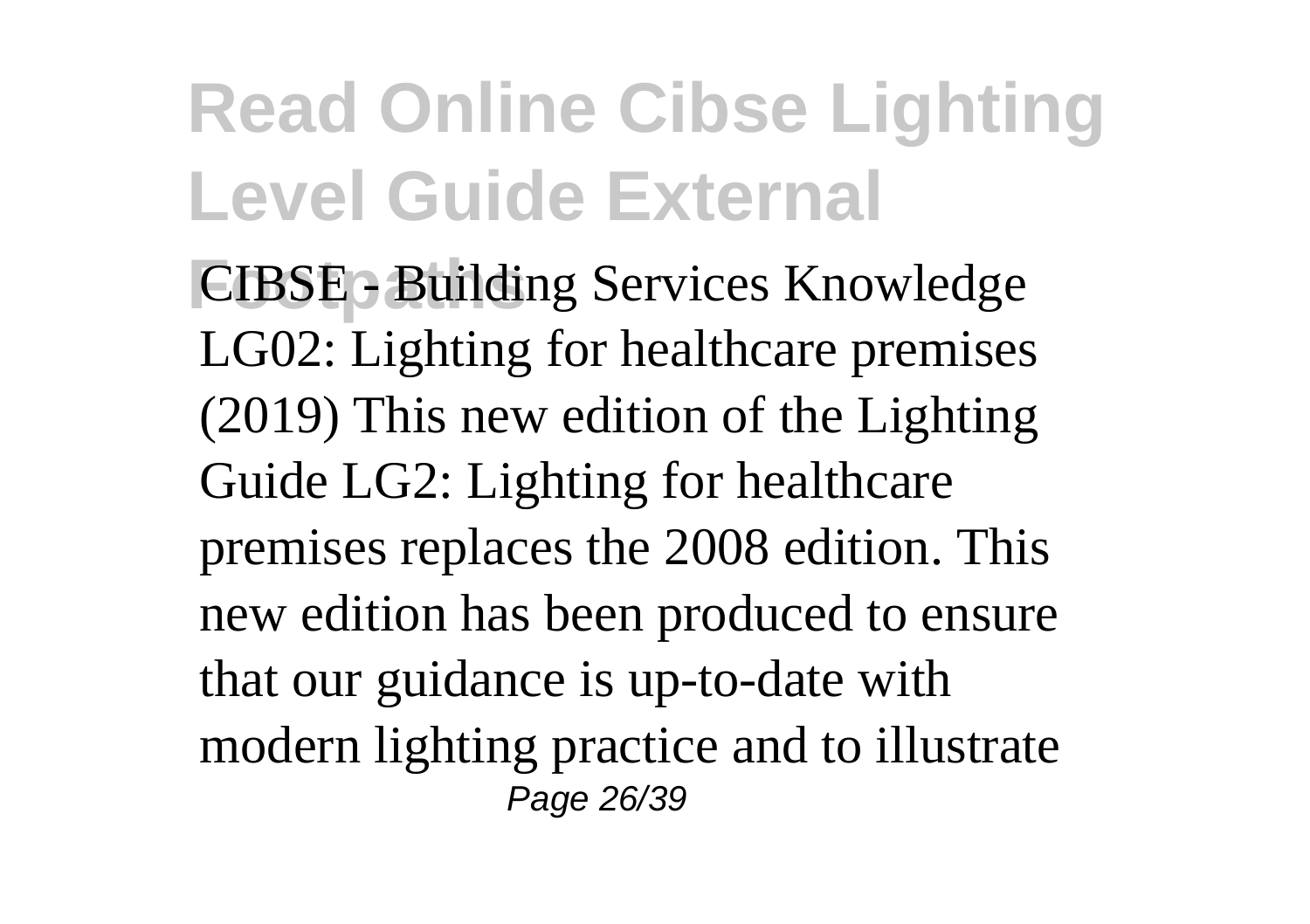CIBSE - Building Services Knowledge LG02: Lighting for healthcare premises (2019) This new edition of the Lighting Guide LG2: Lighting for healthcare premises replaces the 2008 edition. This new edition has been produced to ensure that our guidance is up-to-date with modern lighting practice and to illustrate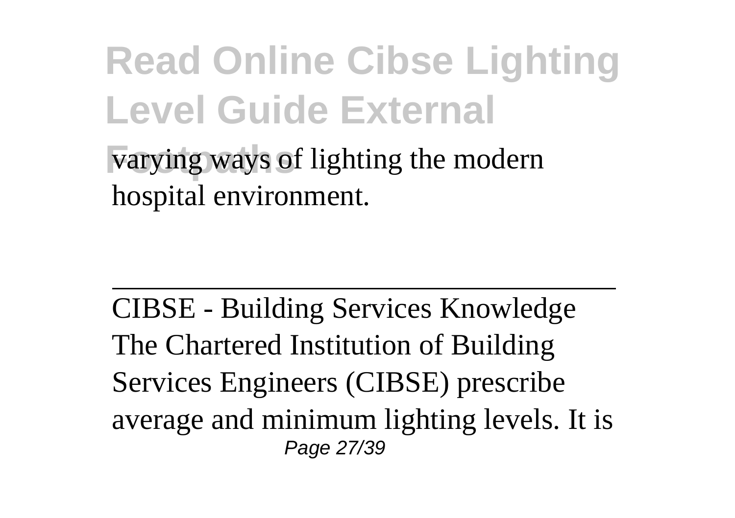varying ways of lighting the modern hospital environment.

---

CIBSE - Building Services Knowledge
The Chartered Institution of Building Services Engineers (CIBSE) prescribe average and minimum lighting levels. It is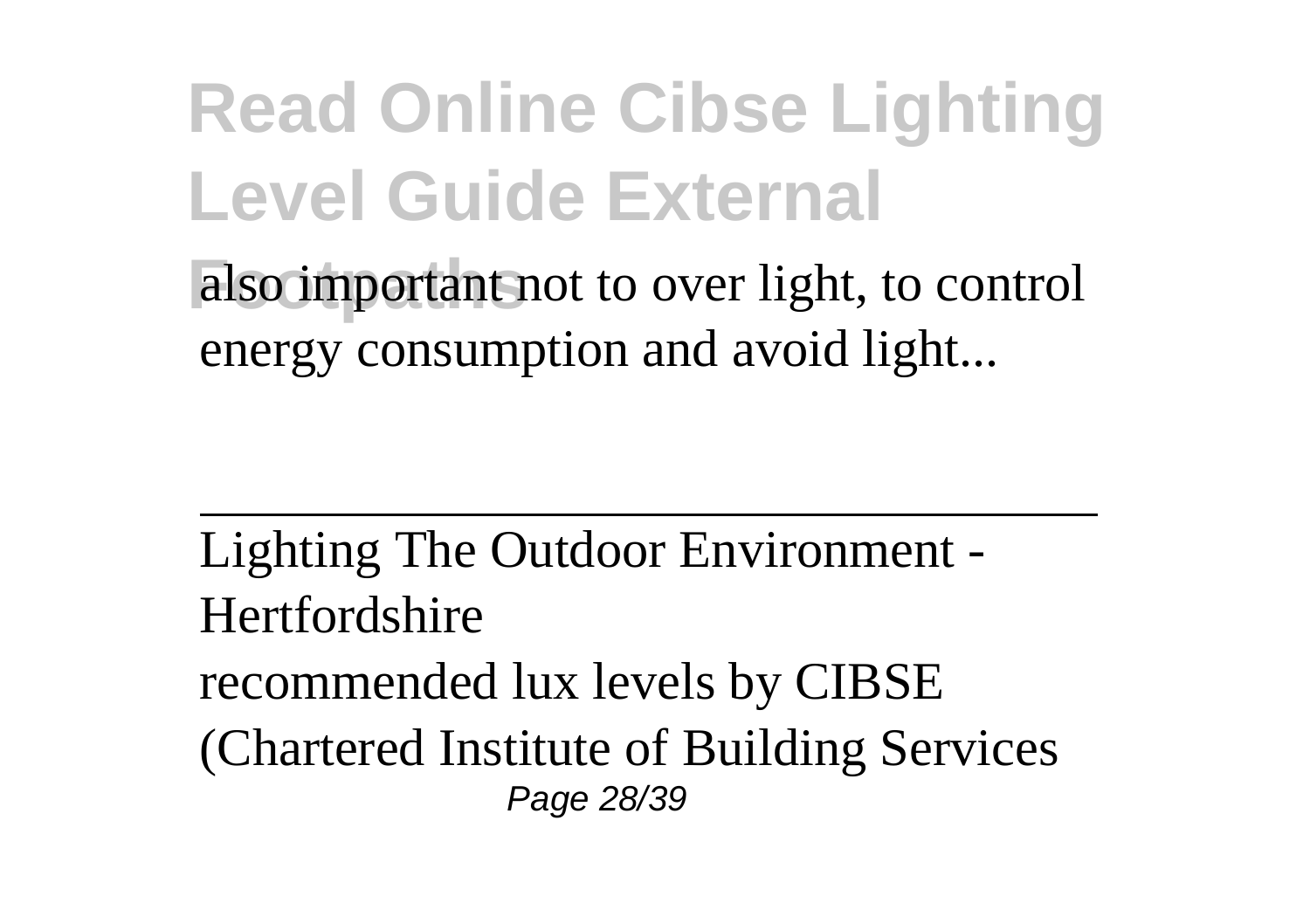also important not to over light, to control energy consumption and avoid light...

---

Lighting The Outdoor Environment - Hertfordshire

recommended lux levels by CIBSE (Chartered Institute of Building Services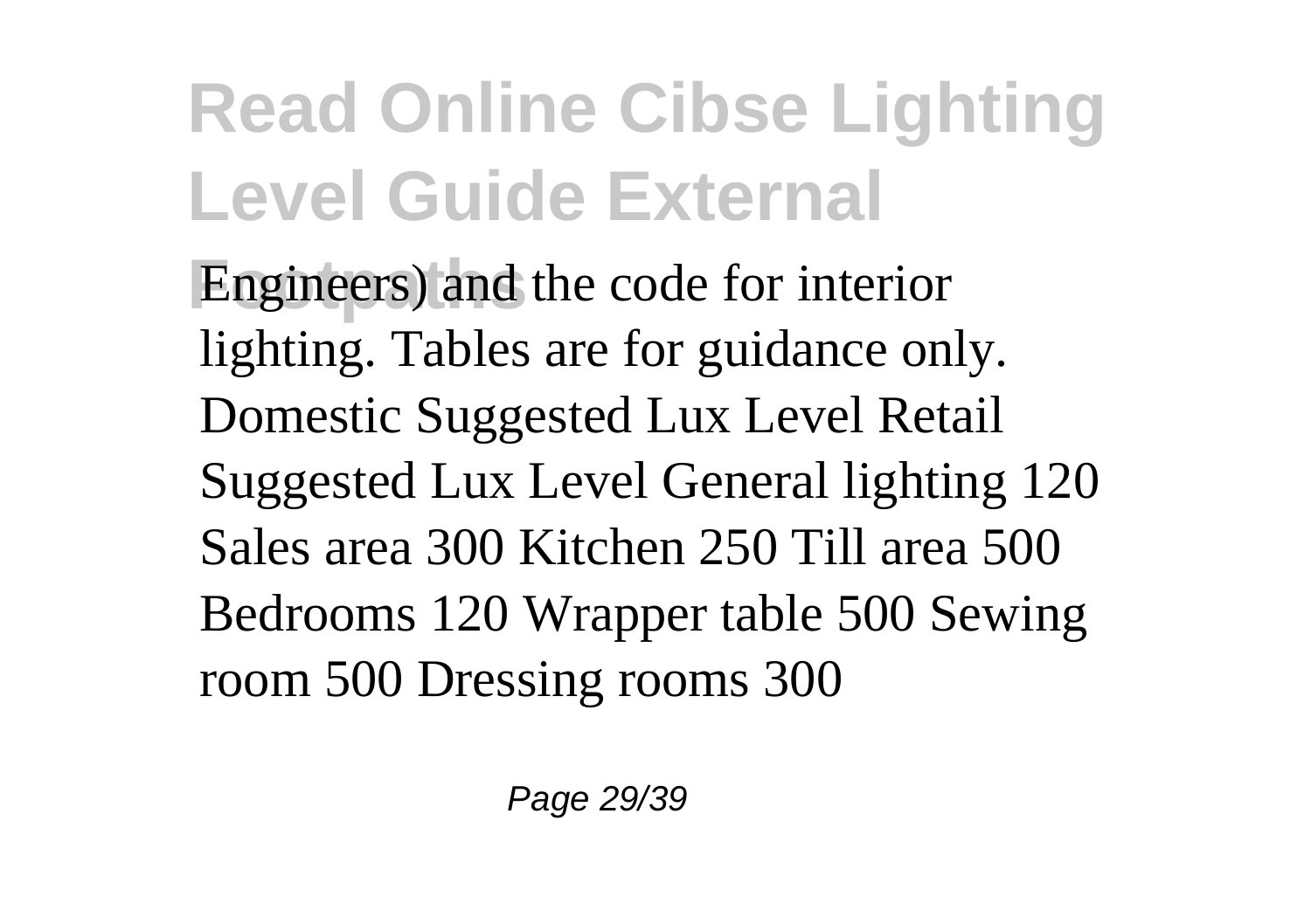Engineers) and the code for interior lighting. Tables are for guidance only. Domestic Suggested Lux Level Retail Suggested Lux Level General lighting 120 Sales area 300 Kitchen 250 Till area 500 Bedrooms 120 Wrapper table 500 Sewing room 500 Dressing rooms 300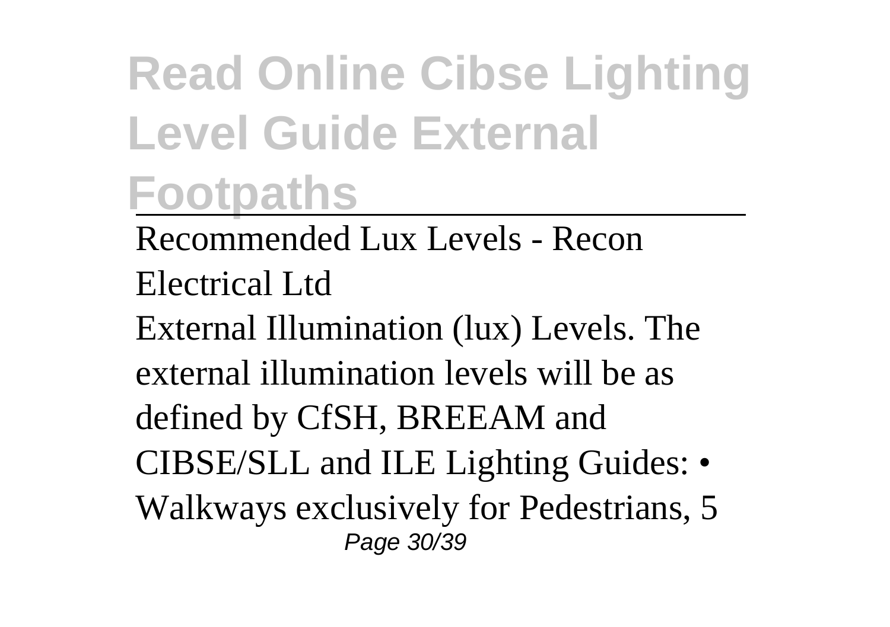# Read Online Cibse Lighting Level Guide External Footpaths

Recommended Lux Levels - Recon Electrical Ltd

External Illumination (lux) Levels. The external illumination levels will be as defined by CfSH, BREEAM and CIBSE/SLL and ILE Lighting Guides: • Walkways exclusively for Pedestrians, 5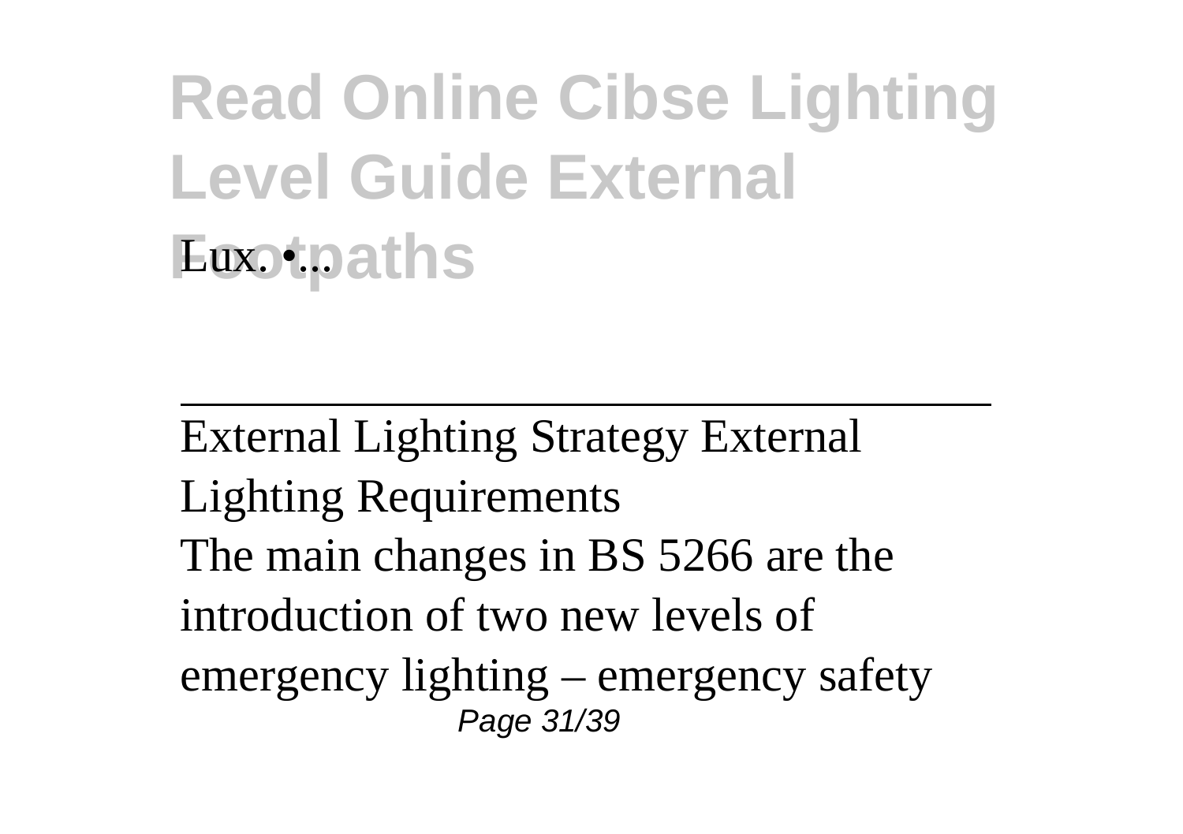Lux. •...

External Lighting Strategy External Lighting Requirements

The main changes in BS 5266 are the introduction of two new levels of emergency lighting – emergency safety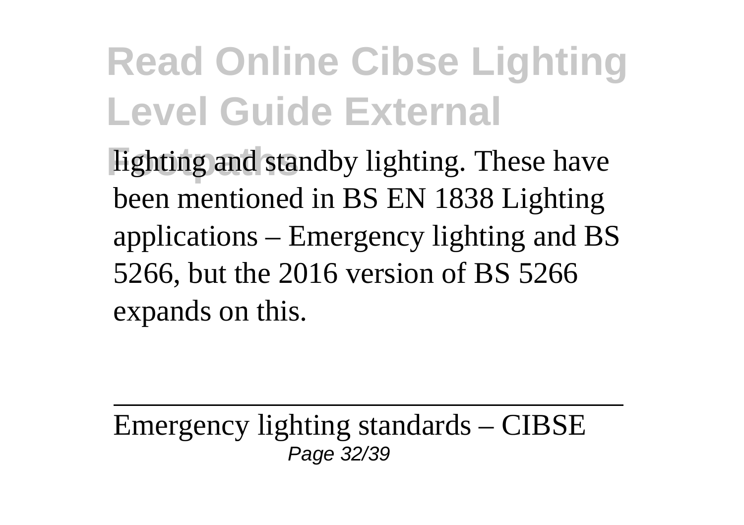lighting and standby lighting. These have been mentioned in BS EN 1838 Lighting applications – Emergency lighting and BS 5266, but the 2016 version of BS 5266 expands on this.

---

Emergency lighting standards – CIBSE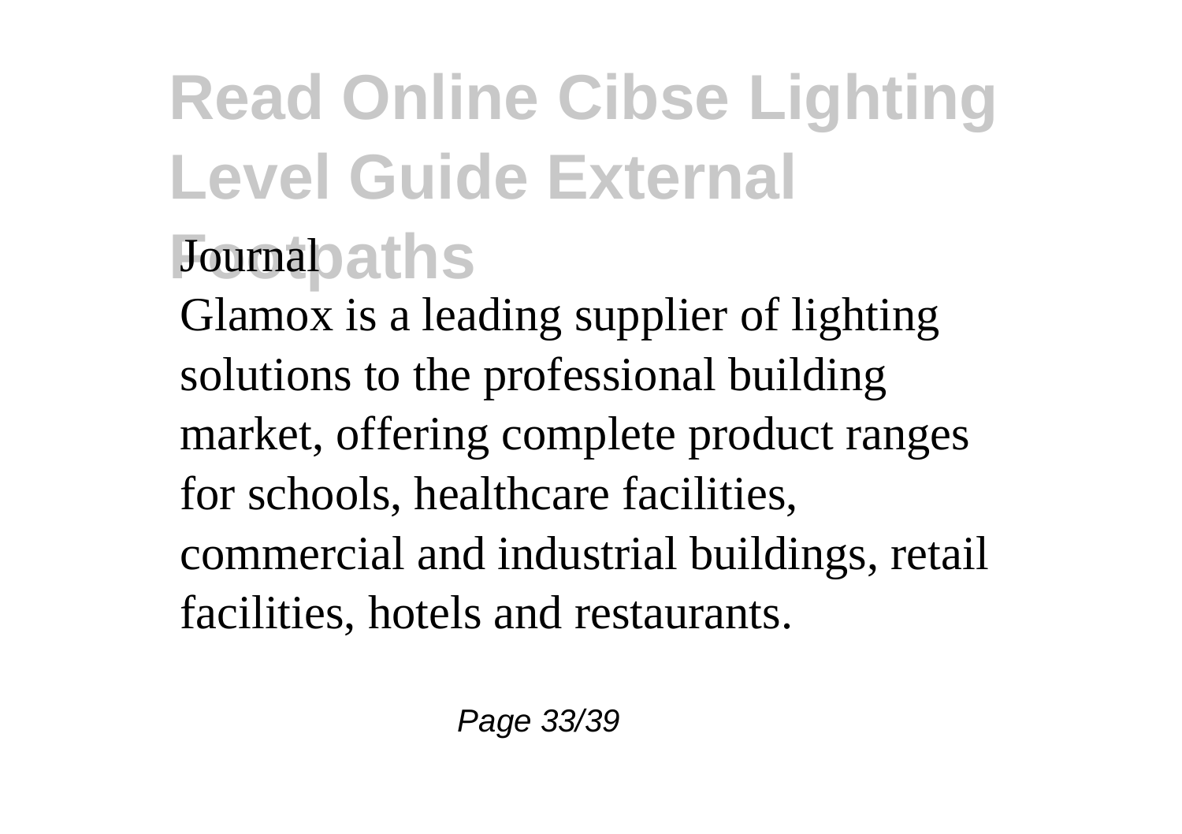Journal

Glamox is a leading supplier of lighting solutions to the professional building market, offering complete product ranges for schools, healthcare facilities, commercial and industrial buildings, retail facilities, hotels and restaurants.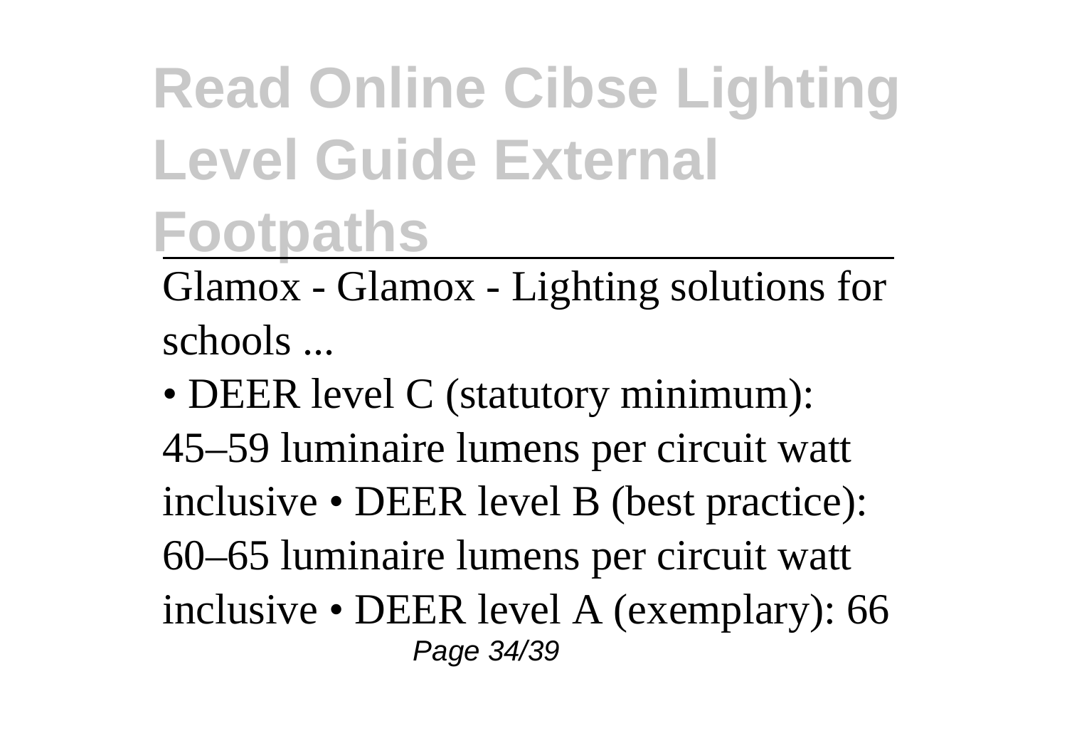# Read Online Cibse Lighting Level Guide External Footpaths

Glamox - Glamox - Lighting solutions for schools ...

• DEER level C (statutory minimum): 45–59 luminaire lumens per circuit watt inclusive • DEER level B (best practice): 60–65 luminaire lumens per circuit watt inclusive • DEER level A (exemplary): 66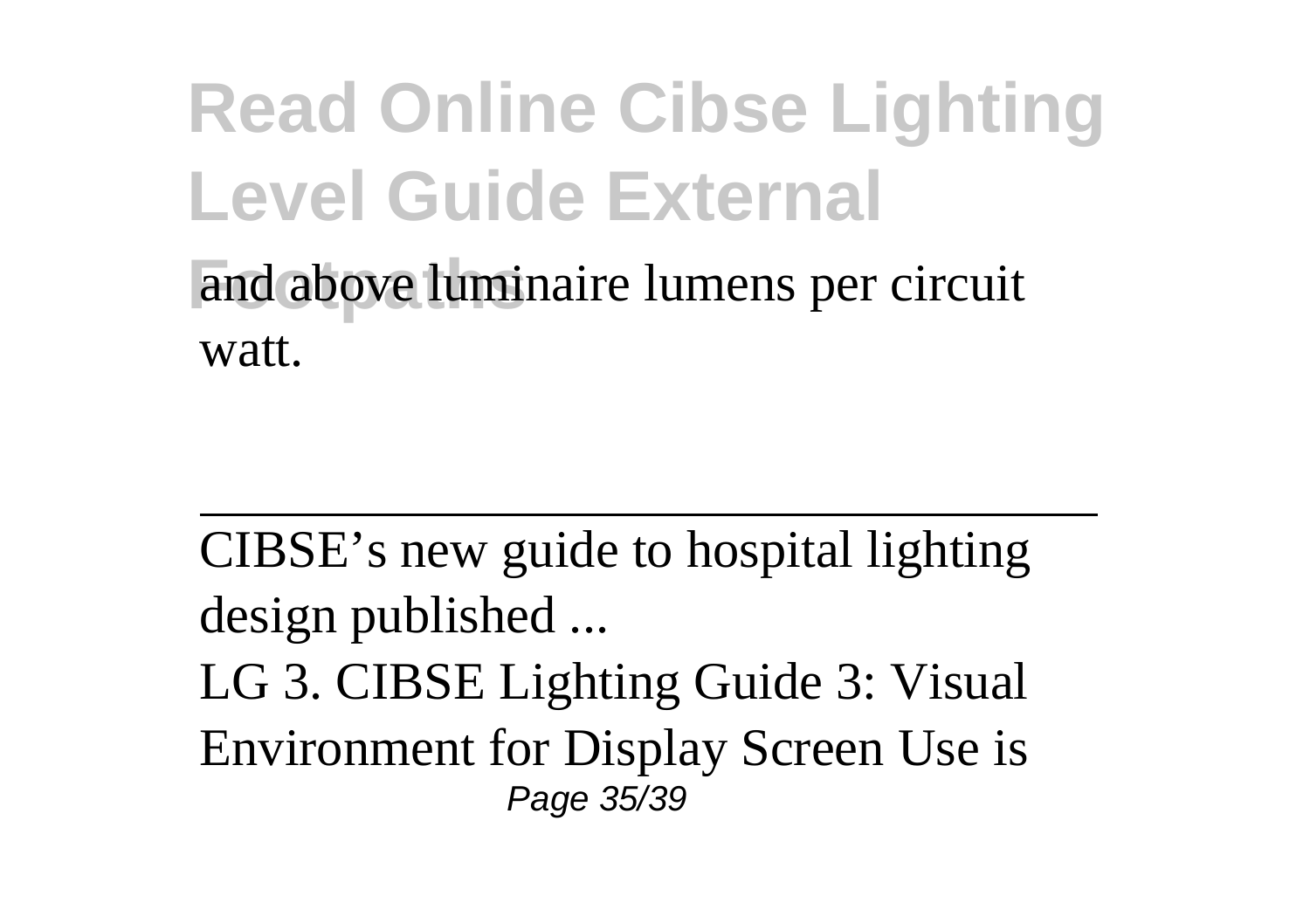and above luminaire lumens per circuit watt.

---

CIBSE’s new guide to hospital lighting design published ...

LG 3. CIBSE Lighting Guide 3: Visual Environment for Display Screen Use is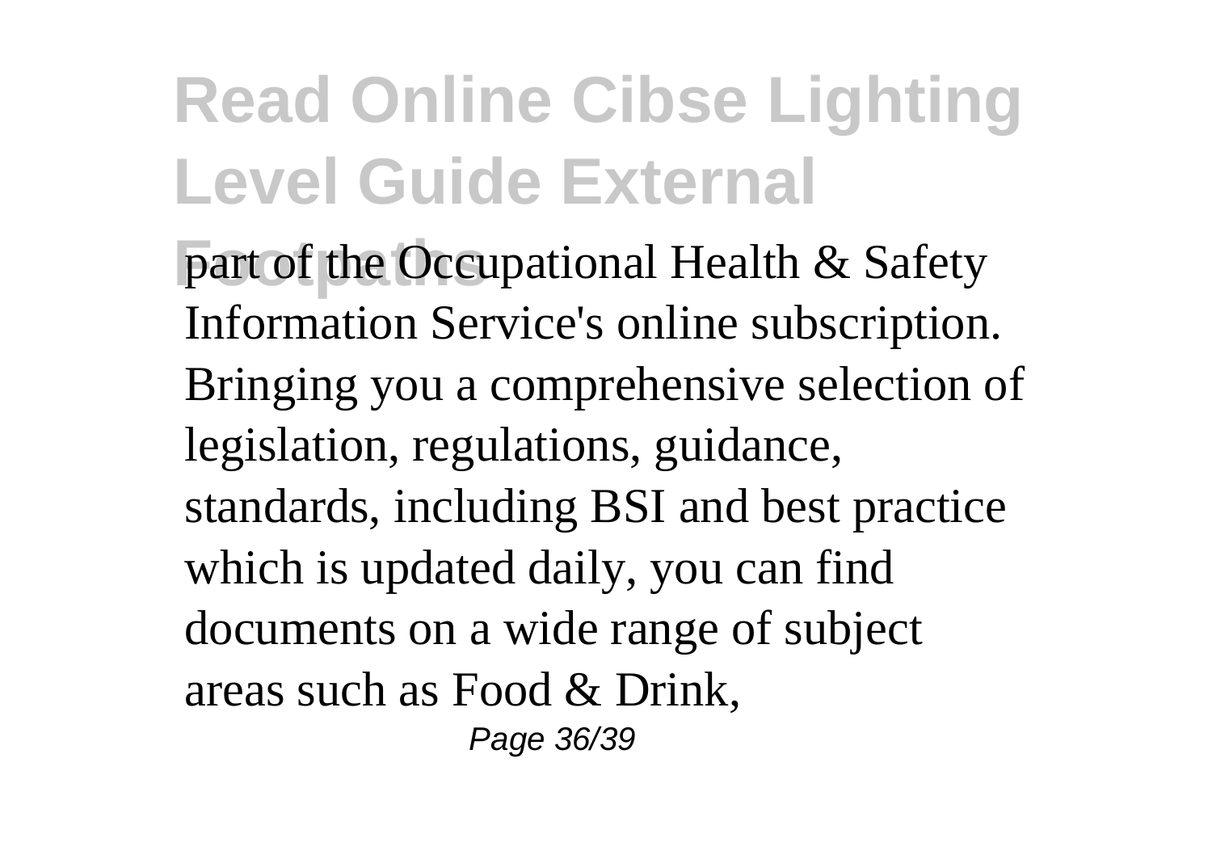part of the Occupational Health & Safety Information Service's online subscription. Bringing you a comprehensive selection of legislation, regulations, guidance, standards, including BSI and best practice which is updated daily, you can find documents on a wide range of subject areas such as Food & Drink,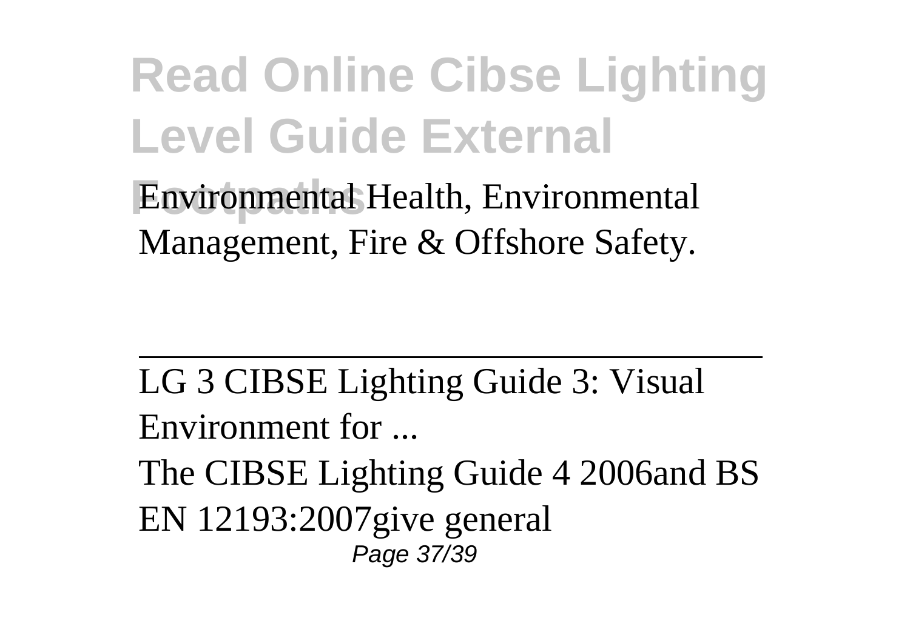Environmental Health, Environmental Management, Fire & Offshore Safety.

---

LG 3 CIBSE Lighting Guide 3: Visual Environment for ...

The CIBSE Lighting Guide 4 2006and BS EN 12193:2007give general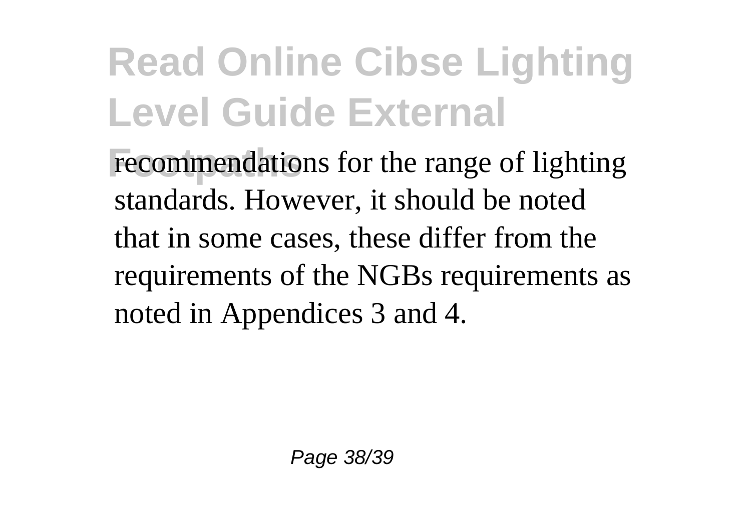recommendations for the range of lighting standards. However, it should be noted that in some cases, these differ from the requirements of the NGBs requirements as noted in Appendices 3 and 4.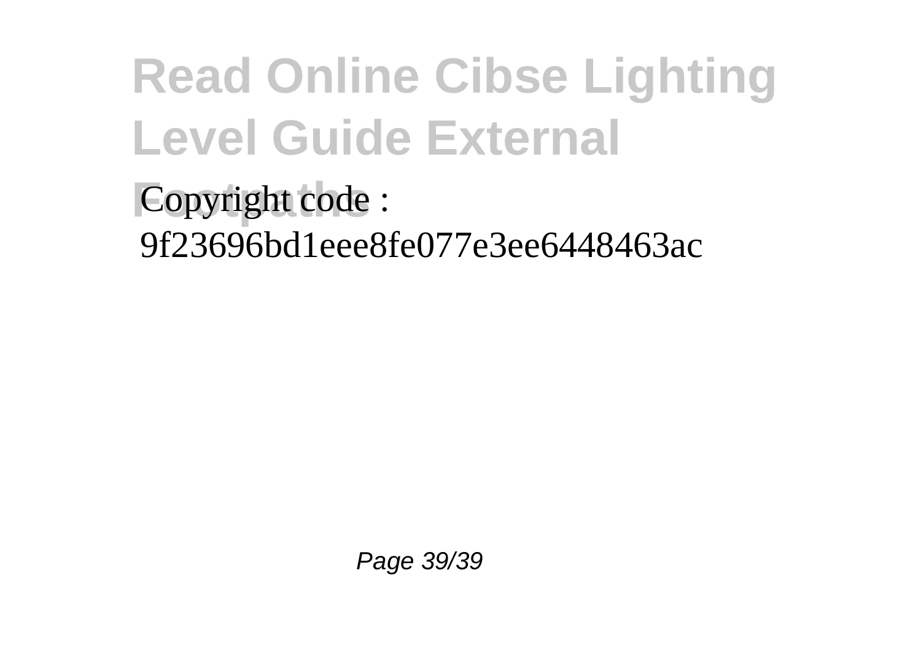Copyright code : 9f23696bd1eee8fe077e3ee6448463ac